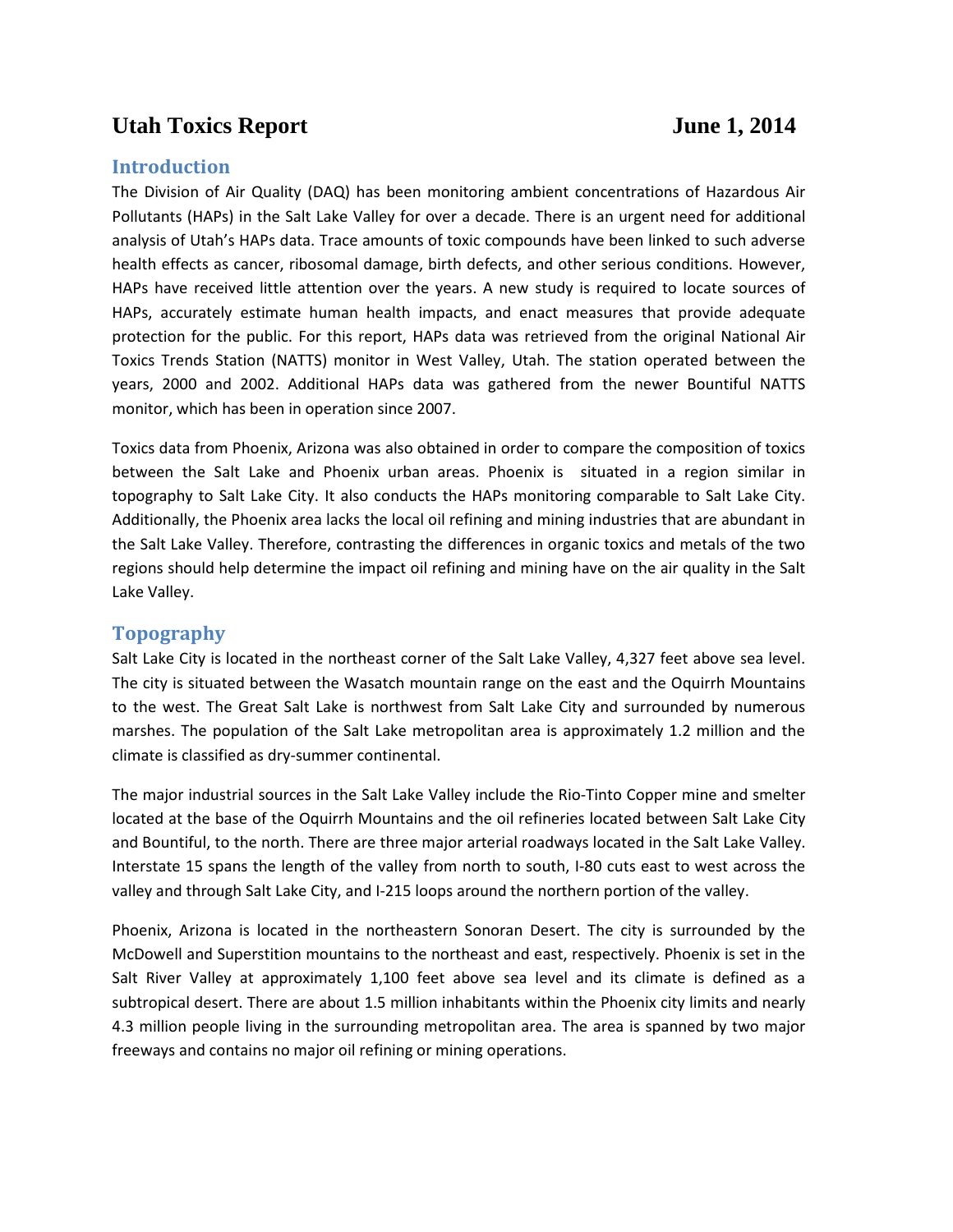# Utah Toxics Report June 1, 2014

## Introduction

The Division of Air Quality (DAQ) has been monitoring ambient concentrations of Hazardous Air Pollutants (HAPs) in the Salt Lake Valley for over a decade. There is an urgent need for additional analysis of Utah's HAPs data. Trace amounts of toxic compounds have been linked to such adverse health effects as cancer, ribosomal damage, birth defects, and other serious conditions. However, HAPs have received little attention over the years. A new study is required to locate sources of HAPs, accurately estimate human health impacts, and enact measures that provide adequate protection for the public. For this report, HAPs data was retrieved from the original National Air Toxics Trends Station (NATTS) monitor in West Valley, Utah. The station operated between the years, 2000 and 2002. Additional HAPs data was gathered from the newer Bountiful NATTS monitor, which has been in operation since 2007.

Toxics data from Phoenix, Arizona was also obtained in order to compare the composition of toxics between the Salt Lake and Phoenix urban areas. Phoenix is situated in a region similar in topography to Salt Lake City. It also conducts the HAPs monitoring comparable to Salt Lake City. Additionally, the Phoenix area lacks the local oil refining and mining industries that are abundant in the Salt Lake Valley. Therefore, contrasting the differences in organic toxics and metals of the two regions should help determine the impact oil refining and mining have on the air quality in the Salt Lake Valley.

## Topography

Salt Lake City is located in the northeast corner of the Salt Lake Valley, 4,327 feet above sea level. The city is situated between the Wasatch mountain range on the east and the Oquirrh Mountains to the west. The Great Salt Lake is northwest from Salt Lake City and surrounded by numerous marshes. The population of the Salt Lake metropolitan area is approximately 1.2 million and the climate is classified as dry-summer continental.

The major industrial sources in the Salt Lake Valley include the Rio-Tinto Copper mine and smelter located at the base of the Oquirrh Mountains and the oil refineries located between Salt Lake City and Bountiful, to the north. There are three major arterial roadways located in the Salt Lake Valley. Interstate 15 spans the length of the valley from north to south, I-80 cuts east to west across the valley and through Salt Lake City, and I-215 loops around the northern portion of the valley.

Phoenix, Arizona is located in the northeastern Sonoran Desert. The city is surrounded by the McDowell and Superstition mountains to the northeast and east, respectively. Phoenix is set in the Salt River Valley at approximately 1,100 feet above sea level and its climate is defined as a subtropical desert. There are about 1.5 million inhabitants within the Phoenix city limits and nearly 4.3 million people living in the surrounding metropolitan area. The area is spanned by two major freeways and contains no major oil refining or mining operations.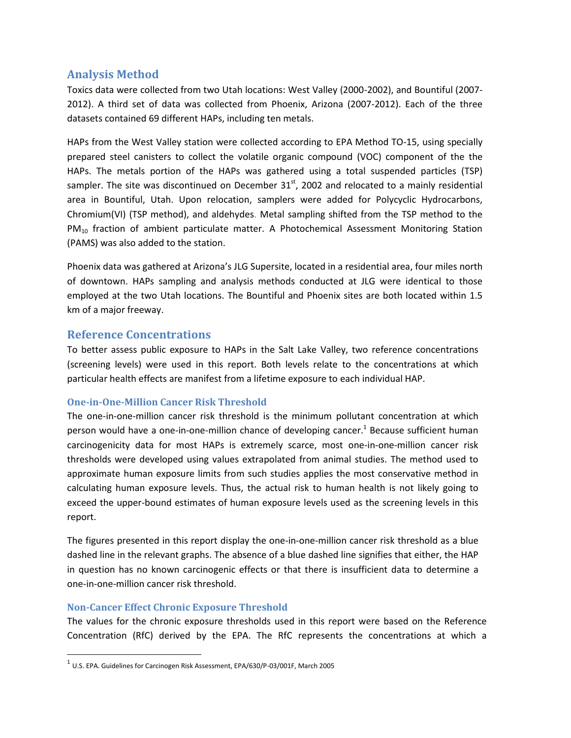## Analysis Method

Toxics data were collected from two Utah locations: West Valley (2000-2002), and Bountiful (2007-2012). A third set of data was collected from Phoenix, Arizona (2007-2012). Each of the three datasets contained 69 different HAPs, including ten metals.

HAPs from the West Valley station were collected according to EPA Method TO-15, using specially prepared steel canisters to collect the volatile organic compound (VOC) component of the the HAPs. The metals portion of the HAPs was gathered using a total suspended particles (TSP) sampler. The site was discontinued on December 31st, 2002 and relocated to a mainly residential area in Bountiful, Utah. Upon relocation, samplers were added for Polycyclic Hydrocarbons, Chromium(VI) (TSP method), and aldehydes. Metal sampling shifted from the TSP method to the $PM_{10}$ fraction of ambient particulate matter. A Photochemical Assessment Monitoring Station (PAMS) was also added to the station.

Phoenix data was gathered at Arizona's JLG Supersite, located in a residential area, four miles north of downtown. HAPs sampling and analysis methods conducted at JLG were identical to those employed at the two Utah locations. The Bountiful and Phoenix sites are both located within 1.5 km of a major freeway.

## Reference Concentrations

To better assess public exposure to HAPs in the Salt Lake Valley, two reference concentrations (screening levels) were used in this report. Both levels relate to the concentrations at which particular health effects are manifest from a lifetime exposure to each individual HAP.

### One-in-One-Million Cancer Risk Threshold

The one-in-one-million cancer risk threshold is the minimum pollutant concentration at which person would have a one-in-one-million chance of developing cancer.[1] Because sufficient human carcinogenicity data for most HAPs is extremely scarce, most one-in-one-million cancer risk thresholds were developed using values extrapolated from animal studies. The method used to approximate human exposure limits from such studies applies the most conservative method in calculating human exposure levels. Thus, the actual risk to human health is not likely going to exceed the upper-bound estimates of human exposure levels used as the screening levels in this report.

The figures presented in this report display the one-in-one-million cancer risk threshold as a blue dashed line in the relevant graphs. The absence of a blue dashed line signifies that either, the HAP in question has no known carcinogenic effects or that there is insufficient data to determine a one-in-one-million cancer risk threshold.

### Non-Cancer Effect Chronic Exposure Threshold

The values for the chronic exposure thresholds used in this report were based on the Reference Concentration (RfC) derived by the EPA. The RfC represents the concentrations at which a

[1] U.S. EPA. Guidelines for Carcinogen Risk Assessment, EPA/630/P-03/001F, March 2005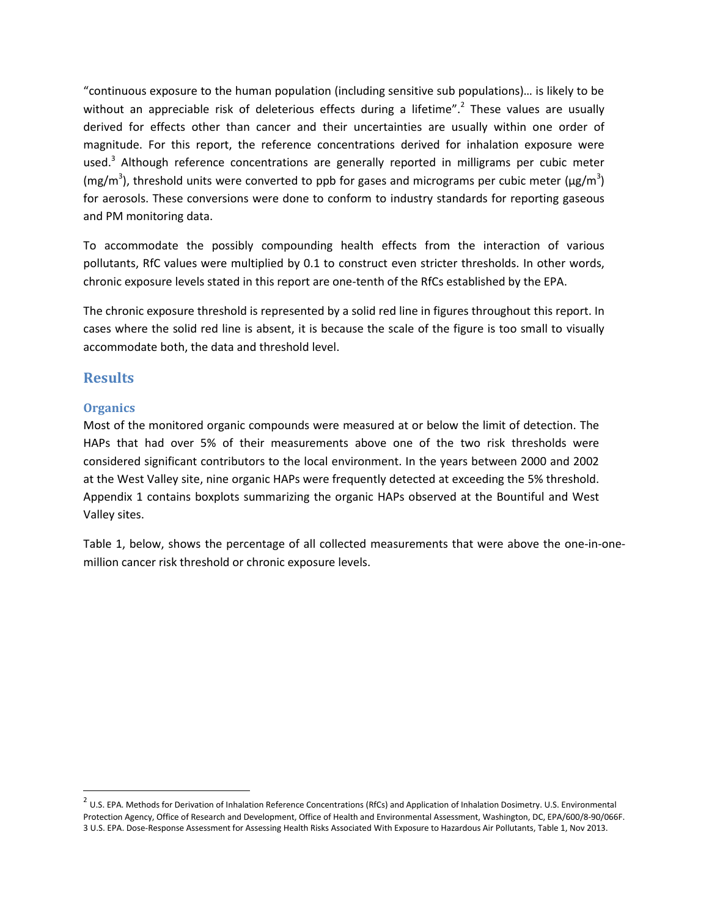"continuous exposure to the human population (including sensitive sub populations)… is likely to be without an appreciable risk of deleterious effects during a lifetime".[2] These values are usually derived for effects other than cancer and their uncertainties are usually within one order of magnitude. For this report, the reference concentrations derived for inhalation exposure were used.[3] Although reference concentrations are generally reported in milligrams per cubic meter ($mg/m^3$), threshold units were converted to ppb for gases and micrograms per cubic meter ($\mu g/m^3$) for aerosols. These conversions were done to conform to industry standards for reporting gaseous and PM monitoring data.

To accommodate the possibly compounding health effects from the interaction of various pollutants, RfC values were multiplied by 0.1 to construct even stricter thresholds. In other words, chronic exposure levels stated in this report are one-tenth of the RfCs established by the EPA.

The chronic exposure threshold is represented by a solid red line in figures throughout this report. In cases where the solid red line is absent, it is because the scale of the figure is too small to visually accommodate both, the data and threshold level.

## Results

### Organics

Most of the monitored organic compounds were measured at or below the limit of detection. The HAPs that had over 5% of their measurements above one of the two risk thresholds were considered significant contributors to the local environment. In the years between 2000 and 2002 at the West Valley site, nine organic HAPs were frequently detected at exceeding the 5% threshold. Appendix 1 contains boxplots summarizing the organic HAPs observed at the Bountiful and West Valley sites.

Table 1, below, shows the percentage of all collected measurements that were above the one-in-one-million cancer risk threshold or chronic exposure levels.

---

[2] U.S. EPA. Methods for Derivation of Inhalation Reference Concentrations (RfCs) and Application of Inhalation Dosimetry. U.S. Environmental Protection Agency, Office of Research and Development, Office of Health and Environmental Assessment, Washington, DC, EPA/600/8-90/066F.

[3] U.S. EPA. Dose-Response Assessment for Assessing Health Risks Associated With Exposure to Hazardous Air Pollutants, Table 1, Nov 2013.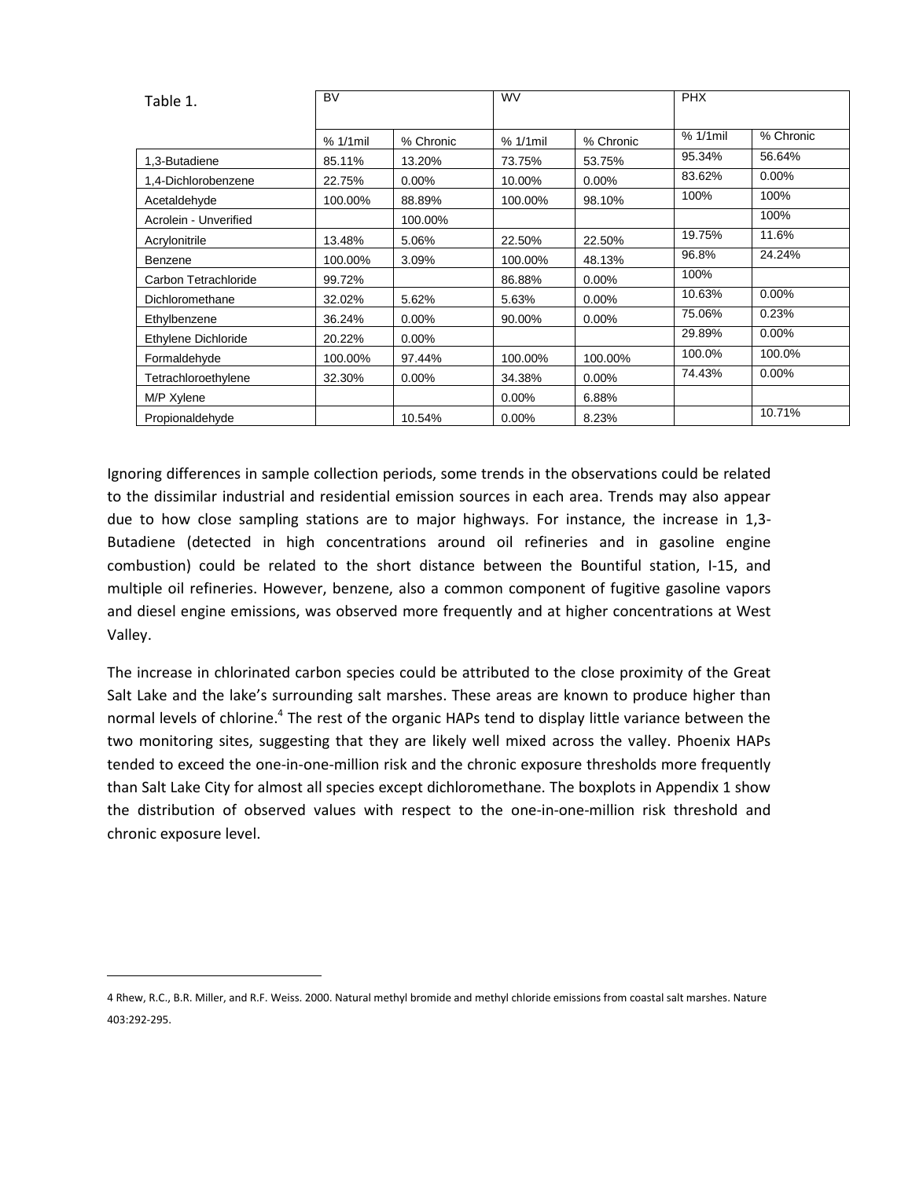| Table 1. | BV | | WV | | PHX | |
|---|---|---|---|---|---|---|
| | % 1/1mil | % Chronic | % 1/1mil | % Chronic | % 1/1mil | % Chronic |
| 1,3-Butadiene | 85.11% | 13.20% | 73.75% | 53.75% | 95.34% | 56.64% |
| 1,4-Dichlorobenzene | 22.75% | 0.00% | 10.00% | 0.00% | 83.62% | 0.00% |
| Acetaldehyde | 100.00% | 88.89% | 100.00% | 98.10% | 100% | 100% |
| Acrolein - Unverified | | 100.00% | | | | 100% |
| Acrylonitrile | 13.48% | 5.06% | 22.50% | 22.50% | 19.75% | 11.6% |
| Benzene | 100.00% | 3.09% | 100.00% | 48.13% | 96.8% | 24.24% |
| Carbon Tetrachloride | 99.72% | | 86.88% | 0.00% | 100% | |
| Dichloromethane | 32.02% | 5.62% | 5.63% | 0.00% | 10.63% | 0.00% |
| Ethylbenzene | 36.24% | 0.00% | 90.00% | 0.00% | 75.06% | 0.23% |
| Ethylene Dichloride | 20.22% | 0.00% | | | 29.89% | 0.00% |
| Formaldehyde | 100.00% | 97.44% | 100.00% | 100.00% | 100.0% | 100.0% |
| Tetrachloroethylene | 32.30% | 0.00% | 34.38% | 0.00% | 74.43% | 0.00% |
| M/P Xylene | | | 0.00% | 6.88% | | |
| Propionaldehyde | | 10.54% | 0.00% | 8.23% | | 10.71% |

Ignoring differences in sample collection periods, some trends in the observations could be related to the dissimilar industrial and residential emission sources in each area. Trends may also appear due to how close sampling stations are to major highways. For instance, the increase in 1,3-Butadiene (detected in high concentrations around oil refineries and in gasoline engine combustion) could be related to the short distance between the Bountiful station, I-15, and multiple oil refineries. However, benzene, also a common component of fugitive gasoline vapors and diesel engine emissions, was observed more frequently and at higher concentrations at West Valley.

The increase in chlorinated carbon species could be attributed to the close proximity of the Great Salt Lake and the lake's surrounding salt marshes. These areas are known to produce higher than normal levels of chlorine.[4] The rest of the organic HAPs tend to display little variance between the two monitoring sites, suggesting that they are likely well mixed across the valley. Phoenix HAPs tended to exceed the one-in-one-million risk and the chronic exposure thresholds more frequently than Salt Lake City for almost all species except dichloromethane. The boxplots in Appendix 1 show the distribution of observed values with respect to the one-in-one-million risk threshold and chronic exposure level.

4 Rhew, R.C., B.R. Miller, and R.F. Weiss. 2000. Natural methyl bromide and methyl chloride emissions from coastal salt marshes. Nature 403:292-295.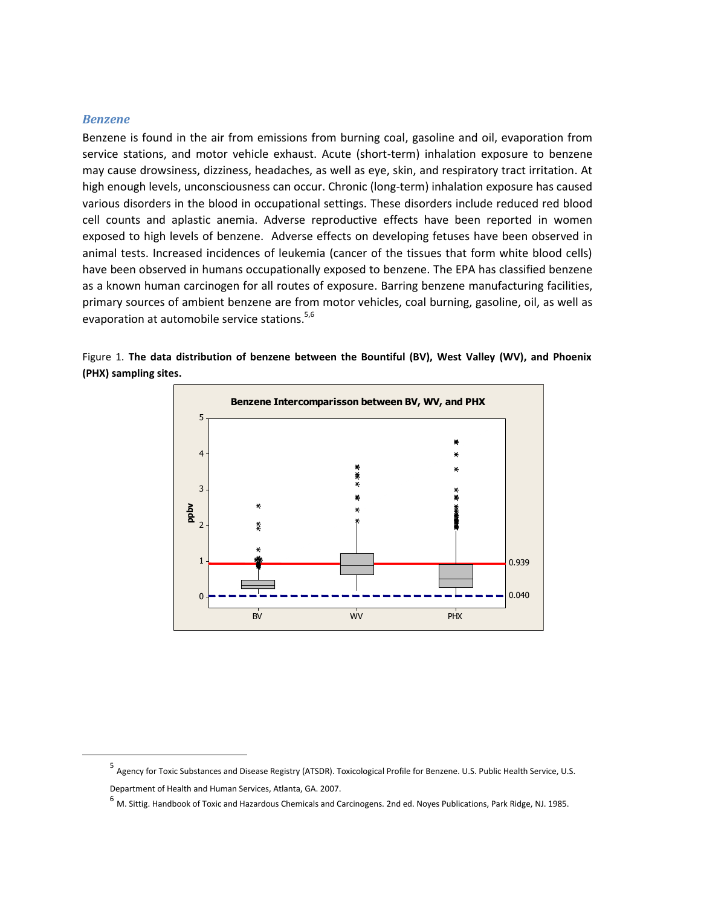## *Benzene*

Benzene is found in the air from emissions from burning coal, gasoline and oil, evaporation from service stations, and motor vehicle exhaust. Acute (short-term) inhalation exposure to benzene may cause drowsiness, dizziness, headaches, as well as eye, skin, and respiratory tract irritation. At high enough levels, unconsciousness can occur. Chronic (long-term) inhalation exposure has caused various disorders in the blood in occupational settings. These disorders include reduced red blood cell counts and aplastic anemia. Adverse reproductive effects have been reported in women exposed to high levels of benzene. Adverse effects on developing fetuses have been observed in animal tests. Increased incidences of leukemia (cancer of the tissues that form white blood cells) have been observed in humans occupationally exposed to benzene. The EPA has classified benzene as a known human carcinogen for all routes of exposure. Barring benzene manufacturing facilities, primary sources of ambient benzene are from motor vehicles, coal burning, gasoline, oil, as well as evaporation at automobile service stations.[5,6]

Figure 1. **The data distribution of benzene between the Bountiful (BV), West Valley (WV), and Phoenix (PHX) sampling sites.**

---

[5] Agency for Toxic Substances and Disease Registry (ATSDR). Toxicological Profile for Benzene. U.S. Public Health Service, U.S. Department of Health and Human Services, Atlanta, GA. 2007.

[6] M. Sittig. Handbook of Toxic and Hazardous Chemicals and Carcinogens. 2nd ed. Noyes Publications, Park Ridge, NJ. 1985.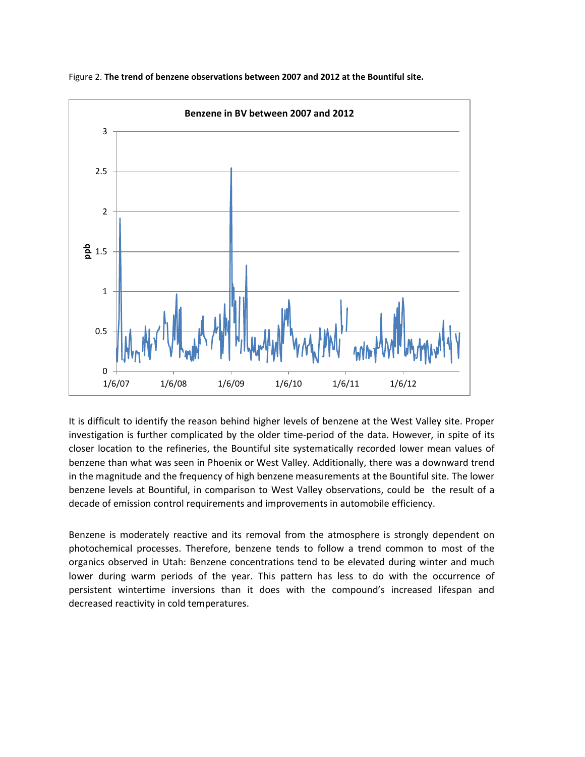Figure 2. **The trend of benzene observations between 2007 and 2012 at the Bountiful site.**

It is difficult to identify the reason behind higher levels of benzene at the West Valley site. Proper investigation is further complicated by the older time-period of the data. However, in spite of its closer location to the refineries, the Bountiful site systematically recorded lower mean values of benzene than what was seen in Phoenix or West Valley. Additionally, there was a downward trend in the magnitude and the frequency of high benzene measurements at the Bountiful site. The lower benzene levels at Bountiful, in comparison to West Valley observations, could be the result of a decade of emission control requirements and improvements in automobile efficiency.

Benzene is moderately reactive and its removal from the atmosphere is strongly dependent on photochemical processes. Therefore, benzene tends to follow a trend common to most of the organics observed in Utah: Benzene concentrations tend to be elevated during winter and much lower during warm periods of the year. This pattern has less to do with the occurrence of persistent wintertime inversions than it does with the compound's increased lifespan and decreased reactivity in cold temperatures.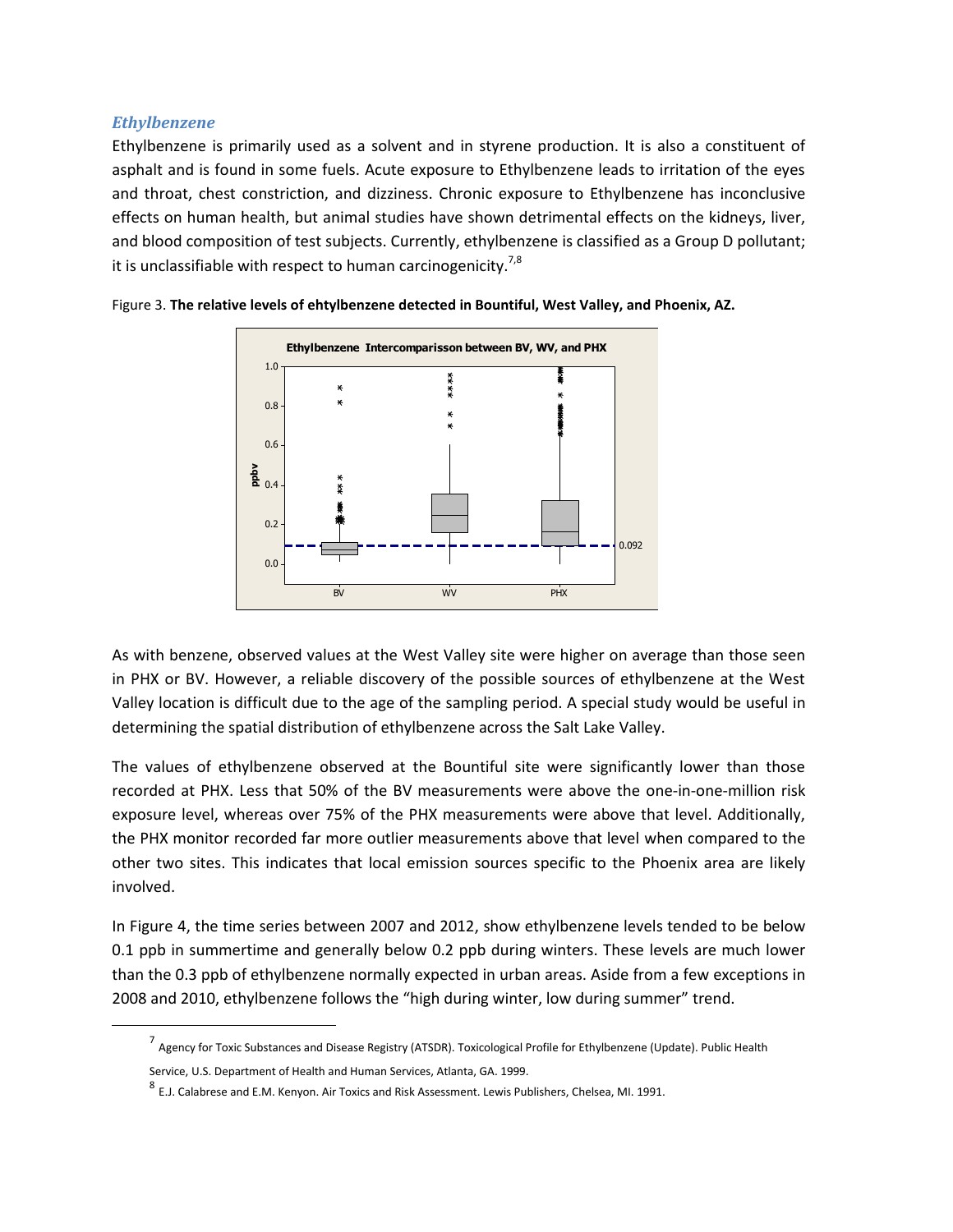### *Ethylbenzene*

Ethylbenzene is primarily used as a solvent and in styrene production. It is also a constituent of asphalt and is found in some fuels. Acute exposure to Ethylbenzene leads to irritation of the eyes and throat, chest constriction, and dizziness. Chronic exposure to Ethylbenzene has inconclusive effects on human health, but animal studies have shown detrimental effects on the kidneys, liver, and blood composition of test subjects. Currently, ethylbenzene is classified as a Group D pollutant; it is unclassifiable with respect to human carcinogenicity.[7,8]

Figure 3. **The relative levels of ehtylbenzene detected in Bountiful, West Valley, and Phoenix, AZ.**

As with benzene, observed values at the West Valley site were higher on average than those seen in PHX or BV. However, a reliable discovery of the possible sources of ethylbenzene at the West Valley location is difficult due to the age of the sampling period. A special study would be useful in determining the spatial distribution of ethylbenzene across the Salt Lake Valley.

The values of ethylbenzene observed at the Bountiful site were significantly lower than those recorded at PHX. Less that 50% of the BV measurements were above the one-in-one-million risk exposure level, whereas over 75% of the PHX measurements were above that level. Additionally, the PHX monitor recorded far more outlier measurements above that level when compared to the other two sites. This indicates that local emission sources specific to the Phoenix area are likely involved.

In Figure 4, the time series between 2007 and 2012, show ethylbenzene levels tended to be below 0.1 ppb in summertime and generally below 0.2 ppb during winters. These levels are much lower than the 0.3 ppb of ethylbenzene normally expected in urban areas. Aside from a few exceptions in 2008 and 2010, ethylbenzene follows the "high during winter, low during summer" trend.

[7] Agency for Toxic Substances and Disease Registry (ATSDR). Toxicological Profile for Ethylbenzene (Update). Public Health Service, U.S. Department of Health and Human Services, Atlanta, GA. 1999.

[8] E.J. Calabrese and E.M. Kenyon. Air Toxics and Risk Assessment. Lewis Publishers, Chelsea, MI. 1991.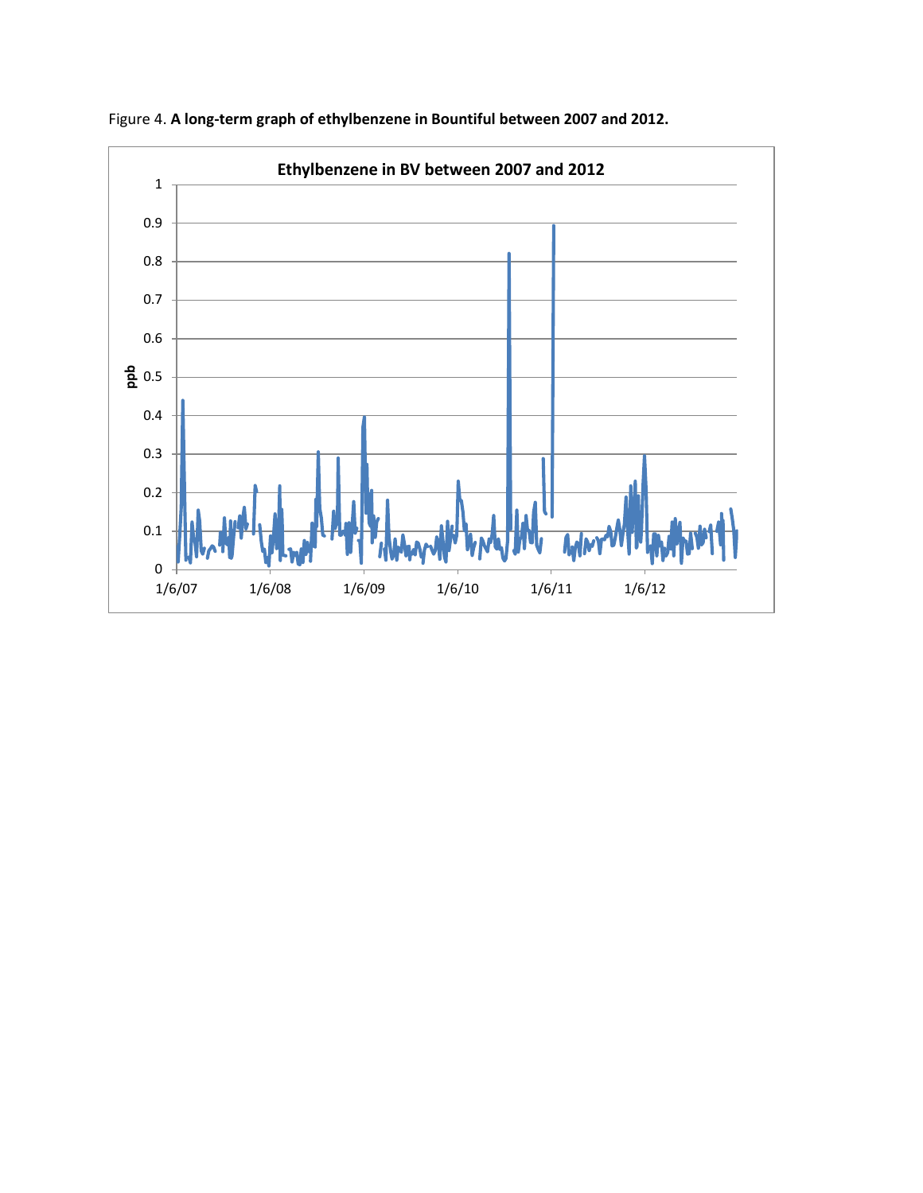Figure 4. **A long-term graph of ethylbenzene in Bountiful between 2007 and 2012.**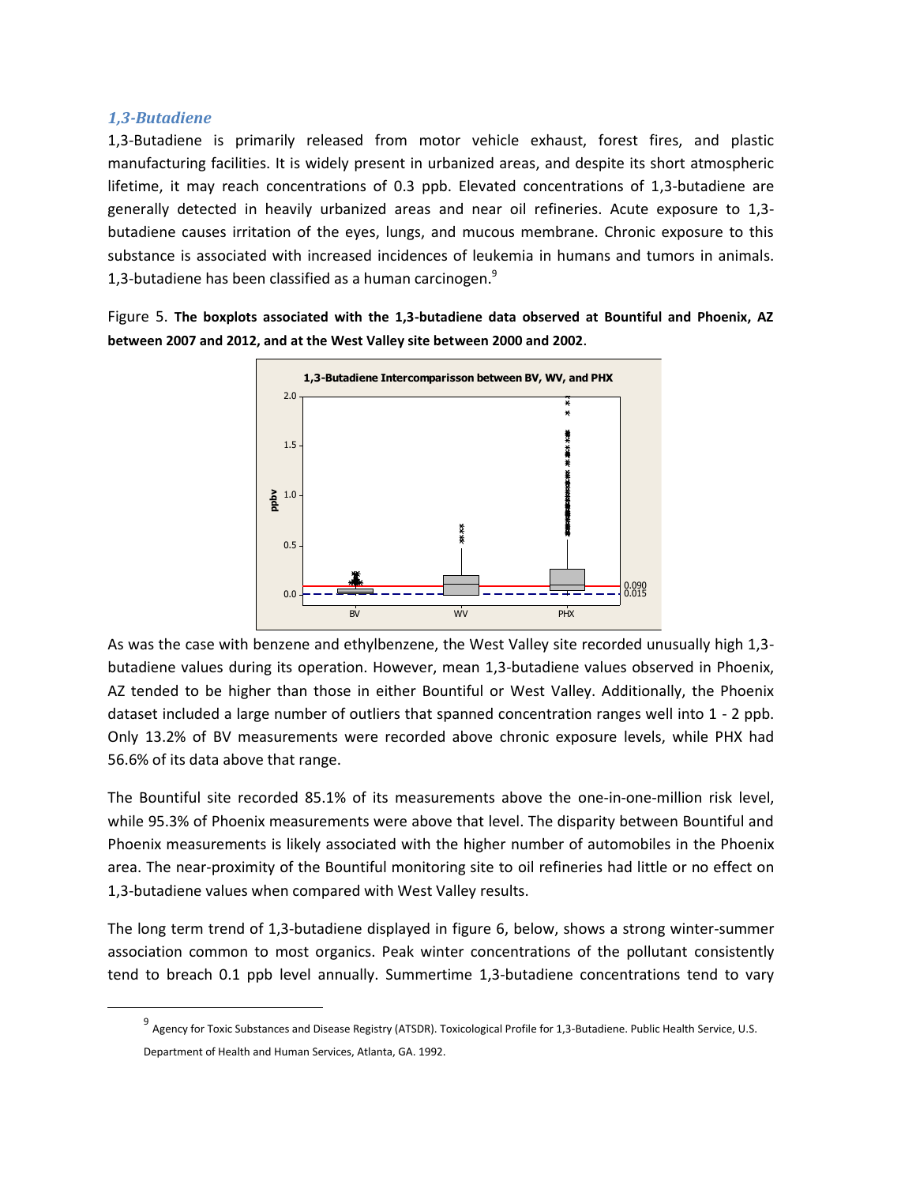### *1,3-Butadiene*

1,3-Butadiene is primarily released from motor vehicle exhaust, forest fires, and plastic manufacturing facilities. It is widely present in urbanized areas, and despite its short atmospheric lifetime, it may reach concentrations of 0.3 ppb. Elevated concentrations of 1,3-butadiene are generally detected in heavily urbanized areas and near oil refineries. Acute exposure to 1,3-butadiene causes irritation of the eyes, lungs, and mucous membrane. Chronic exposure to this substance is associated with increased incidences of leukemia in humans and tumors in animals. 1,3-butadiene has been classified as a human carcinogen.[9]

Figure 5. **The boxplots associated with the 1,3-butadiene data observed at Bountiful and Phoenix, AZ between 2007 and 2012, and at the West Valley site between 2000 and 2002**.

As was the case with benzene and ethylbenzene, the West Valley site recorded unusually high 1,3-butadiene values during its operation. However, mean 1,3-butadiene values observed in Phoenix, AZ tended to be higher than those in either Bountiful or West Valley. Additionally, the Phoenix dataset included a large number of outliers that spanned concentration ranges well into 1 - 2 ppb. Only 13.2% of BV measurements were recorded above chronic exposure levels, while PHX had 56.6% of its data above that range.

The Bountiful site recorded 85.1% of its measurements above the one-in-one-million risk level, while 95.3% of Phoenix measurements were above that level. The disparity between Bountiful and Phoenix measurements is likely associated with the higher number of automobiles in the Phoenix area. The near-proximity of the Bountiful monitoring site to oil refineries had little or no effect on 1,3-butadiene values when compared with West Valley results.

The long term trend of 1,3-butadiene displayed in figure 6, below, shows a strong winter-summer association common to most organics. Peak winter concentrations of the pollutant consistently tend to breach 0.1 ppb level annually. Summertime 1,3-butadiene concentrations tend to vary

[9] Agency for Toxic Substances and Disease Registry (ATSDR). Toxicological Profile for 1,3-Butadiene. Public Health Service, U.S. Department of Health and Human Services, Atlanta, GA. 1992.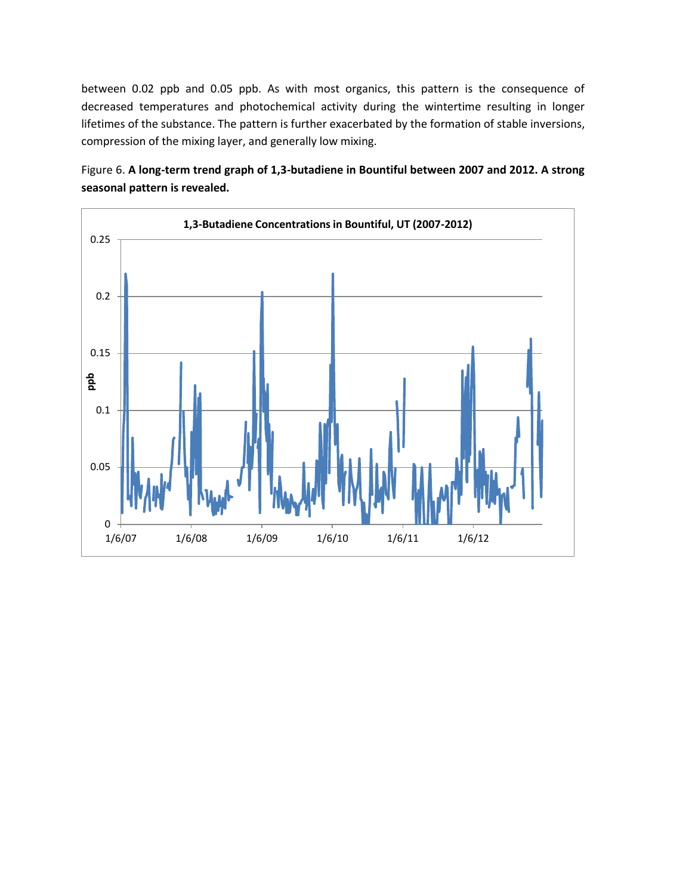between 0.02 ppb and 0.05 ppb. As with most organics, this pattern is the consequence of decreased temperatures and photochemical activity during the wintertime resulting in longer lifetimes of the substance. The pattern is further exacerbated by the formation of stable inversions, compression of the mixing layer, and generally low mixing.

Figure 6. **A long-term trend graph of 1,3-butadiene in Bountiful between 2007 and 2012. A strong seasonal pattern is revealed.**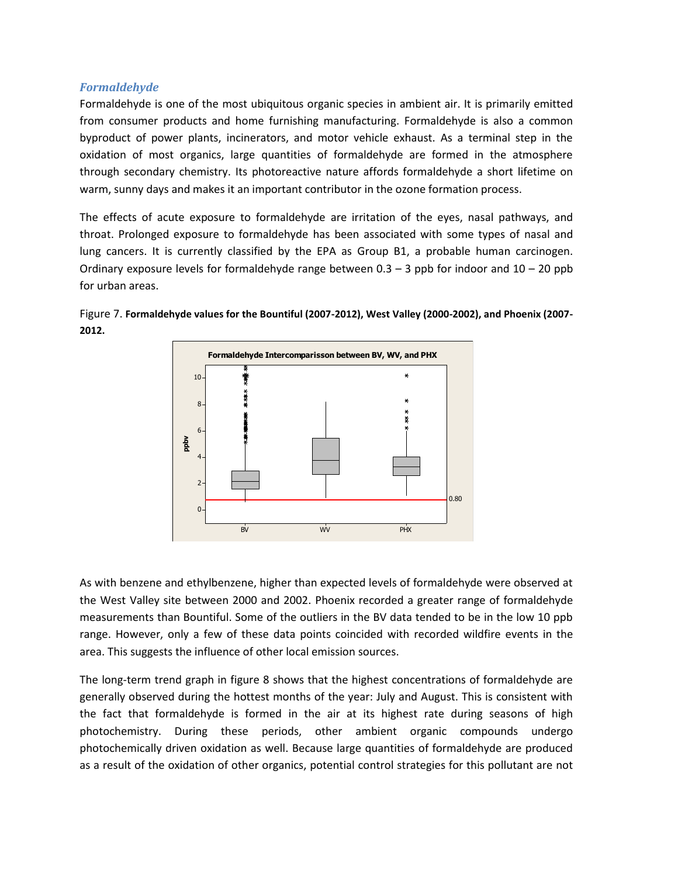### *Formaldehyde*

Formaldehyde is one of the most ubiquitous organic species in ambient air. It is primarily emitted from consumer products and home furnishing manufacturing. Formaldehyde is also a common byproduct of power plants, incinerators, and motor vehicle exhaust. As a terminal step in the oxidation of most organics, large quantities of formaldehyde are formed in the atmosphere through secondary chemistry. Its photoreactive nature affords formaldehyde a short lifetime on warm, sunny days and makes it an important contributor in the ozone formation process.

The effects of acute exposure to formaldehyde are irritation of the eyes, nasal pathways, and throat. Prolonged exposure to formaldehyde has been associated with some types of nasal and lung cancers. It is currently classified by the EPA as Group B1, a probable human carcinogen. Ordinary exposure levels for formaldehyde range between 0.3 – 3 ppb for indoor and 10 – 20 ppb for urban areas.

Figure 7. **Formaldehyde values for the Bountiful (2007-2012), West Valley (2000-2002), and Phoenix (2007-2012.**

As with benzene and ethylbenzene, higher than expected levels of formaldehyde were observed at the West Valley site between 2000 and 2002. Phoenix recorded a greater range of formaldehyde measurements than Bountiful. Some of the outliers in the BV data tended to be in the low 10 ppb range. However, only a few of these data points coincided with recorded wildfire events in the area. This suggests the influence of other local emission sources.

The long-term trend graph in figure 8 shows that the highest concentrations of formaldehyde are generally observed during the hottest months of the year: July and August. This is consistent with the fact that formaldehyde is formed in the air at its highest rate during seasons of high photochemistry. During these periods, other ambient organic compounds undergo photochemically driven oxidation as well. Because large quantities of formaldehyde are produced as a result of the oxidation of other organics, potential control strategies for this pollutant are not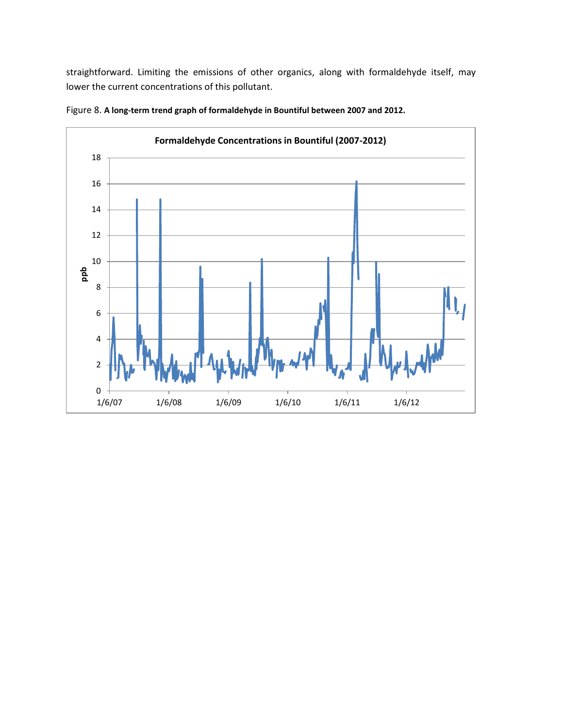straightforward. Limiting the emissions of other organics, along with formaldehyde itself, may lower the current concentrations of this pollutant.

Figure 8. **A long-term trend graph of formaldehyde in Bountiful between 2007 and 2012.**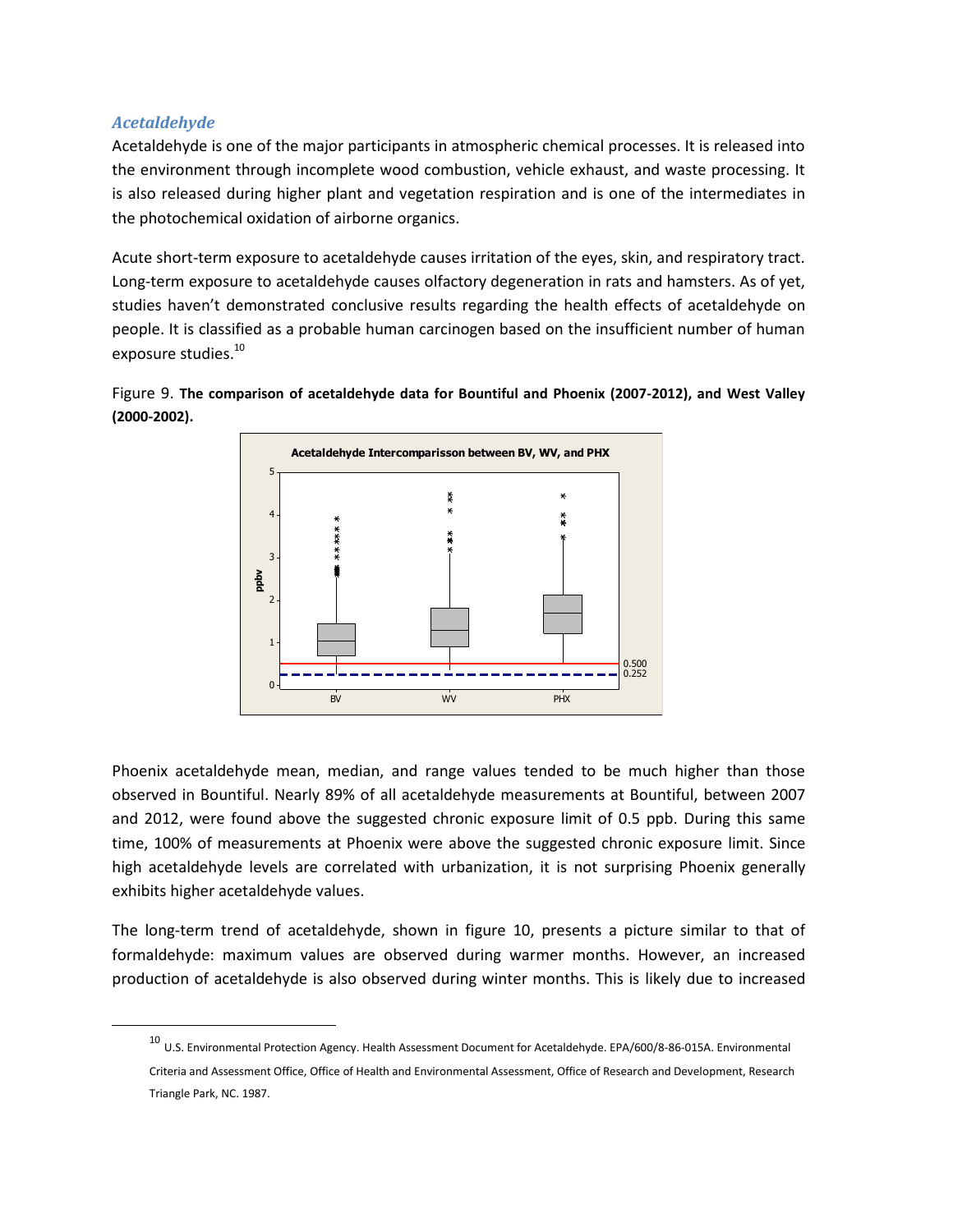### *Acetaldehyde*

Acetaldehyde is one of the major participants in atmospheric chemical processes. It is released into the environment through incomplete wood combustion, vehicle exhaust, and waste processing. It is also released during higher plant and vegetation respiration and is one of the intermediates in the photochemical oxidation of airborne organics.

Acute short-term exposure to acetaldehyde causes irritation of the eyes, skin, and respiratory tract. Long-term exposure to acetaldehyde causes olfactory degeneration in rats and hamsters. As of yet, studies haven't demonstrated conclusive results regarding the health effects of acetaldehyde on people. It is classified as a probable human carcinogen based on the insufficient number of human exposure studies.[10]

Figure 9. **The comparison of acetaldehyde data for Bountiful and Phoenix (2007-2012), and West Valley (2000-2002).**

Phoenix acetaldehyde mean, median, and range values tended to be much higher than those observed in Bountiful. Nearly 89% of all acetaldehyde measurements at Bountiful, between 2007 and 2012, were found above the suggested chronic exposure limit of 0.5 ppb. During this same time, 100% of measurements at Phoenix were above the suggested chronic exposure limit. Since high acetaldehyde levels are correlated with urbanization, it is not surprising Phoenix generally exhibits higher acetaldehyde values.

The long-term trend of acetaldehyde, shown in figure 10, presents a picture similar to that of formaldehyde: maximum values are observed during warmer months. However, an increased production of acetaldehyde is also observed during winter months. This is likely due to increased

---

[10] U.S. Environmental Protection Agency. Health Assessment Document for Acetaldehyde. EPA/600/8-86-015A. Environmental Criteria and Assessment Office, Office of Health and Environmental Assessment, Office of Research and Development, Research Triangle Park, NC. 1987.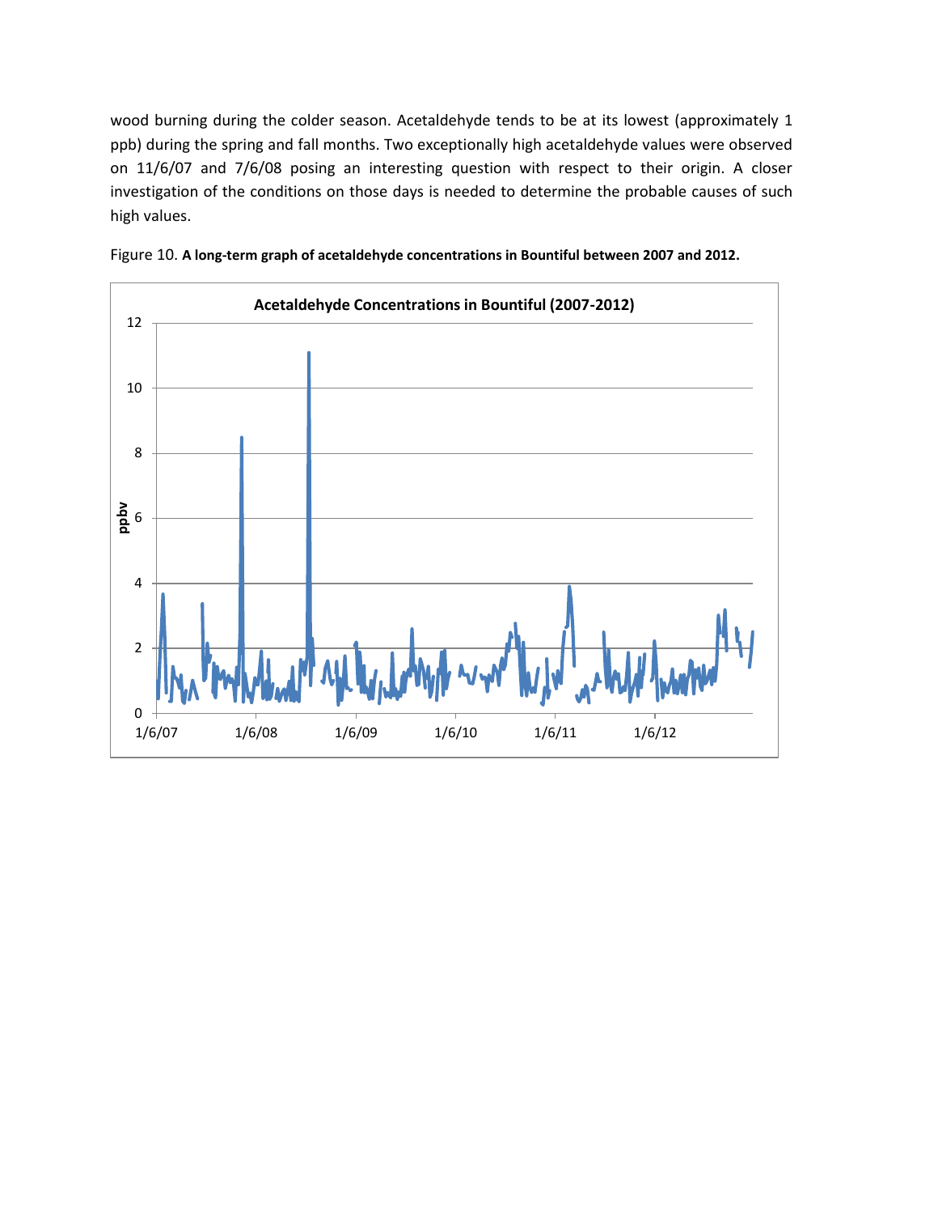wood burning during the colder season. Acetaldehyde tends to be at its lowest (approximately 1 ppb) during the spring and fall months. Two exceptionally high acetaldehyde values were observed on 11/6/07 and 7/6/08 posing an interesting question with respect to their origin. A closer investigation of the conditions on those days is needed to determine the probable causes of such high values.

Figure 10. **A long-term graph of acetaldehyde concentrations in Bountiful between 2007 and 2012.**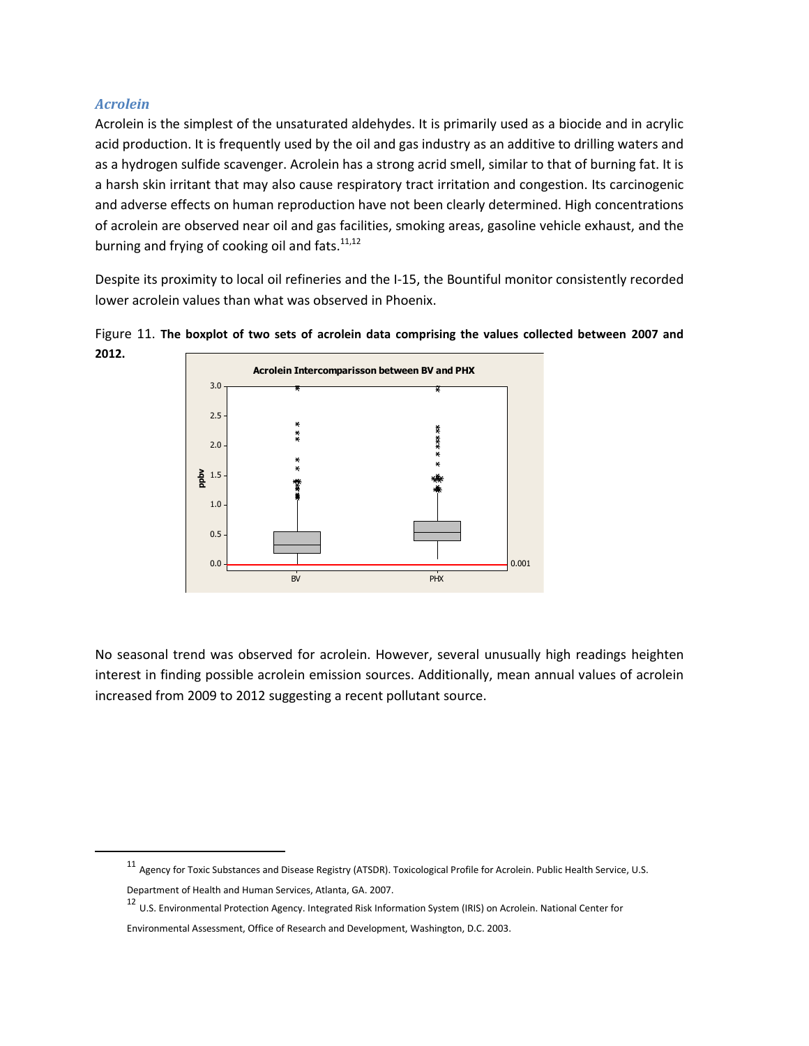### *Acrolein*

Acrolein is the simplest of the unsaturated aldehydes. It is primarily used as a biocide and in acrylic acid production. It is frequently used by the oil and gas industry as an additive to drilling waters and as a hydrogen sulfide scavenger. Acrolein has a strong acrid smell, similar to that of burning fat. It is a harsh skin irritant that may also cause respiratory tract irritation and congestion. Its carcinogenic and adverse effects on human reproduction have not been clearly determined. High concentrations of acrolein are observed near oil and gas facilities, smoking areas, gasoline vehicle exhaust, and the burning and frying of cooking oil and fats.[11,12]

Despite its proximity to local oil refineries and the I-15, the Bountiful monitor consistently recorded lower acrolein values than what was observed in Phoenix.

Figure 11. **The boxplot of two sets of acrolein data comprising the values collected between 2007 and 2012.**

No seasonal trend was observed for acrolein. However, several unusually high readings heighten interest in finding possible acrolein emission sources. Additionally, mean annual values of acrolein increased from 2009 to 2012 suggesting a recent pollutant source.

---

[11] Agency for Toxic Substances and Disease Registry (ATSDR). Toxicological Profile for Acrolein. Public Health Service, U.S. Department of Health and Human Services, Atlanta, GA. 2007.

[12] U.S. Environmental Protection Agency. Integrated Risk Information System (IRIS) on Acrolein. National Center for Environmental Assessment, Office of Research and Development, Washington, D.C. 2003.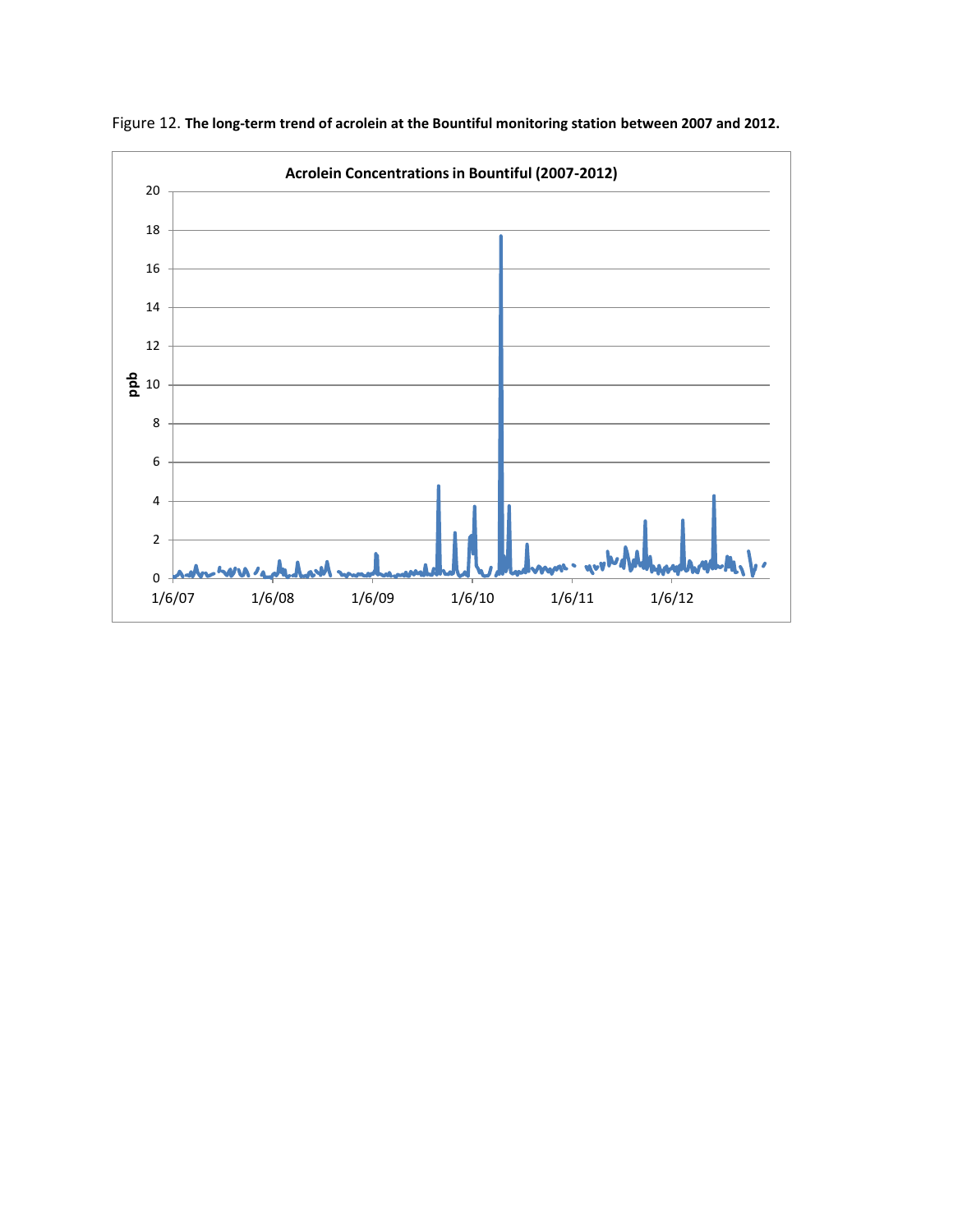Figure 12. **The long-term trend of acrolein at the Bountiful monitoring station between 2007 and 2012.**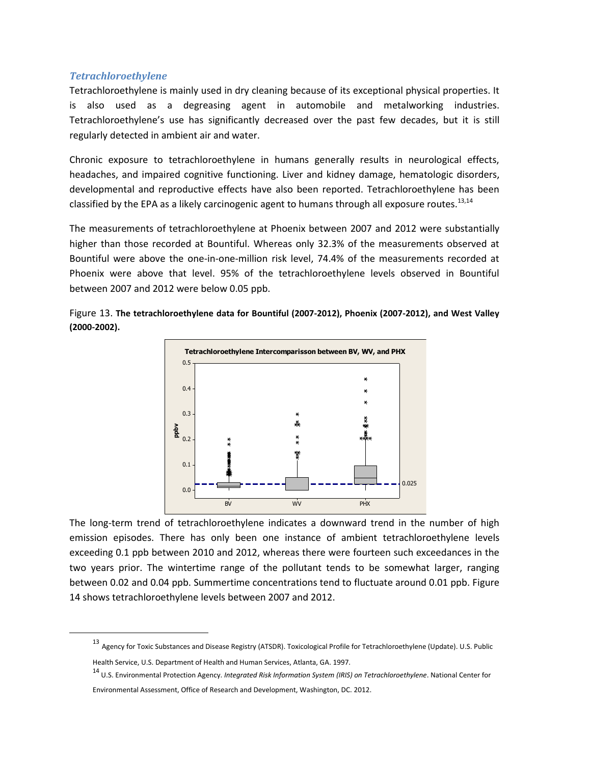### *Tetrachloroethylene*

Tetrachloroethylene is mainly used in dry cleaning because of its exceptional physical properties. It is also used as a degreasing agent in automobile and metalworking industries. Tetrachloroethylene's use has significantly decreased over the past few decades, but it is still regularly detected in ambient air and water.

Chronic exposure to tetrachloroethylene in humans generally results in neurological effects, headaches, and impaired cognitive functioning. Liver and kidney damage, hematologic disorders, developmental and reproductive effects have also been reported. Tetrachloroethylene has been classified by the EPA as a likely carcinogenic agent to humans through all exposure routes.[13,14]

The measurements of tetrachloroethylene at Phoenix between 2007 and 2012 were substantially higher than those recorded at Bountiful. Whereas only 32.3% of the measurements observed at Bountiful were above the one-in-one-million risk level, 74.4% of the measurements recorded at Phoenix were above that level. 95% of the tetrachloroethylene levels observed in Bountiful between 2007 and 2012 were below 0.05 ppb.

Figure 13. **The tetrachloroethylene data for Bountiful (2007-2012), Phoenix (2007-2012), and West Valley (2000-2002).**

The long-term trend of tetrachloroethylene indicates a downward trend in the number of high emission episodes. There has only been one instance of ambient tetrachloroethylene levels exceeding 0.1 ppb between 2010 and 2012, whereas there were fourteen such exceedances in the two years prior. The wintertime range of the pollutant tends to be somewhat larger, ranging between 0.02 and 0.04 ppb. Summertime concentrations tend to fluctuate around 0.01 ppb. Figure 14 shows tetrachloroethylene levels between 2007 and 2012.

---

[13] Agency for Toxic Substances and Disease Registry (ATSDR). Toxicological Profile for Tetrachloroethylene (Update). U.S. Public Health Service, U.S. Department of Health and Human Services, Atlanta, GA. 1997.

[14] U.S. Environmental Protection Agency. *Integrated Risk Information System (IRIS) on Tetrachloroethylene*. National Center for Environmental Assessment, Office of Research and Development, Washington, DC. 2012.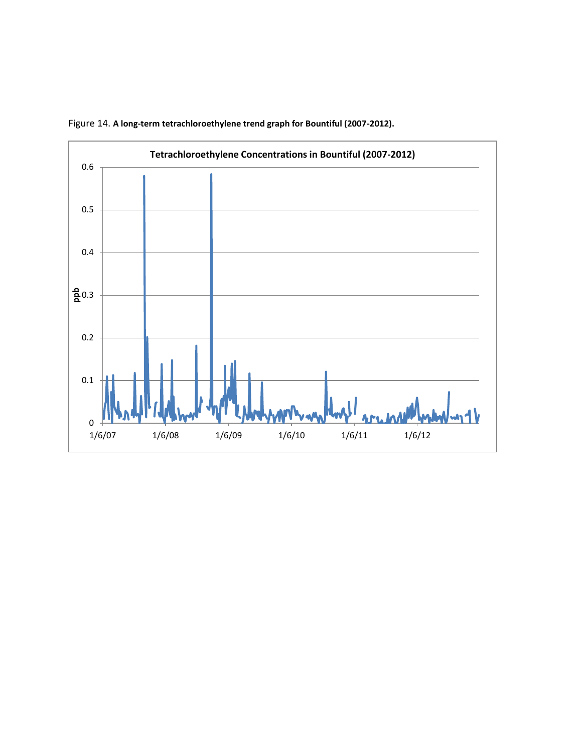Figure 14. **A long-term tetrachloroethylene trend graph for Bountiful (2007-2012).**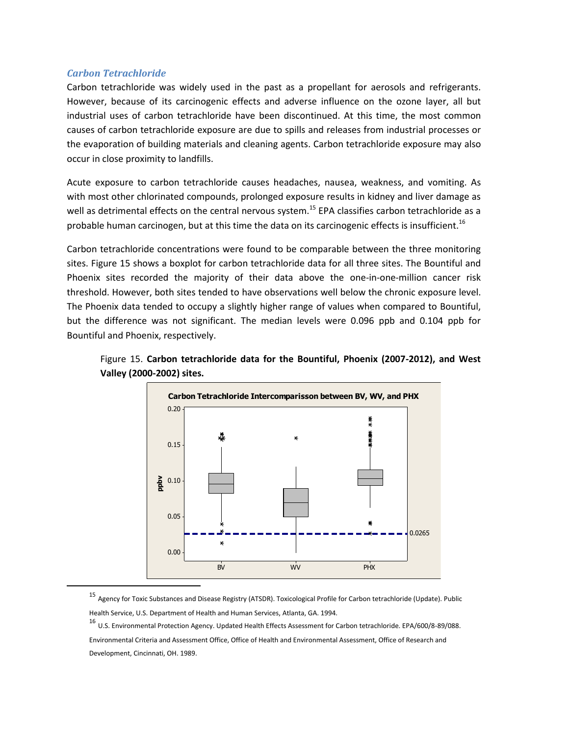### *Carbon Tetrachloride*

Carbon tetrachloride was widely used in the past as a propellant for aerosols and refrigerants. However, because of its carcinogenic effects and adverse influence on the ozone layer, all but industrial uses of carbon tetrachloride have been discontinued. At this time, the most common causes of carbon tetrachloride exposure are due to spills and releases from industrial processes or the evaporation of building materials and cleaning agents. Carbon tetrachloride exposure may also occur in close proximity to landfills.

Acute exposure to carbon tetrachloride causes headaches, nausea, weakness, and vomiting. As with most other chlorinated compounds, prolonged exposure results in kidney and liver damage as well as detrimental effects on the central nervous system.[15] EPA classifies carbon tetrachloride as a probable human carcinogen, but at this time the data on its carcinogenic effects is insufficient.[16]

Carbon tetrachloride concentrations were found to be comparable between the three monitoring sites. Figure 15 shows a boxplot for carbon tetrachloride data for all three sites. The Bountiful and Phoenix sites recorded the majority of their data above the one-in-one-million cancer risk threshold. However, both sites tended to have observations well below the chronic exposure level. The Phoenix data tended to occupy a slightly higher range of values when compared to Bountiful, but the difference was not significant. The median levels were 0.096 ppb and 0.104 ppb for Bountiful and Phoenix, respectively.

Figure 15. **Carbon tetrachloride data for the Bountiful, Phoenix (2007-2012), and West Valley (2000-2002) sites.**

---

[15] Agency for Toxic Substances and Disease Registry (ATSDR). Toxicological Profile for Carbon tetrachloride (Update). Public Health Service, U.S. Department of Health and Human Services, Atlanta, GA. 1994.

[16] U.S. Environmental Protection Agency. Updated Health Effects Assessment for Carbon tetrachloride. EPA/600/8-89/088. Environmental Criteria and Assessment Office, Office of Health and Environmental Assessment, Office of Research and Development, Cincinnati, OH. 1989.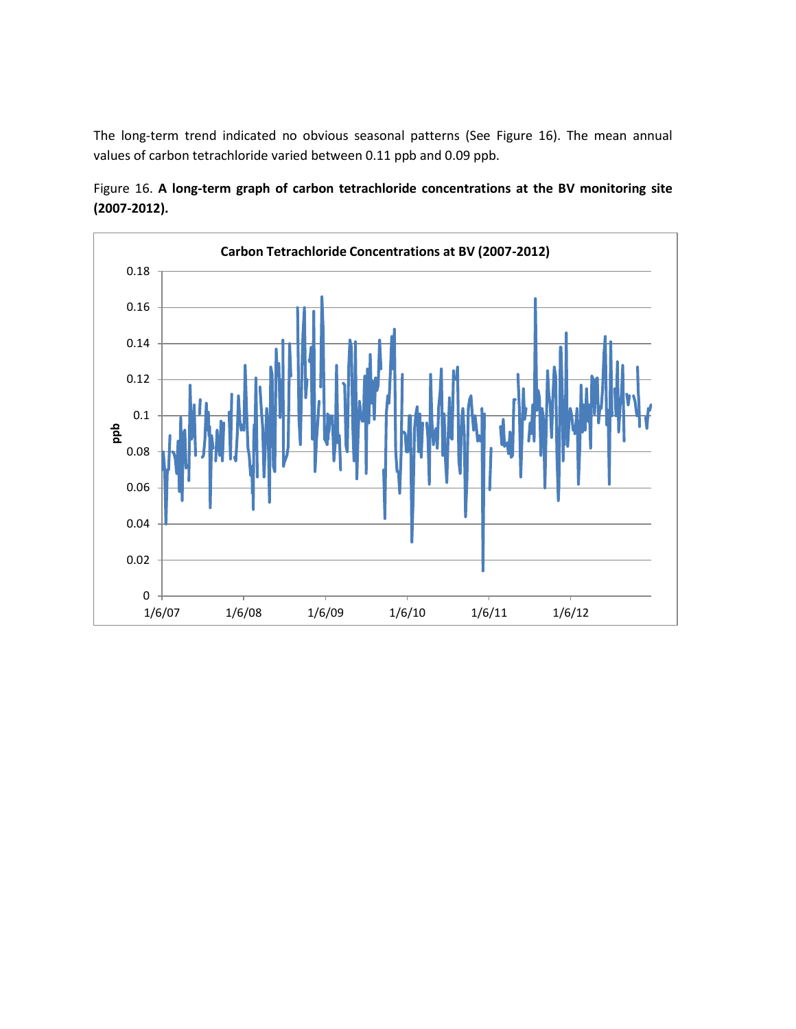The long-term trend indicated no obvious seasonal patterns (See Figure 16). The mean annual values of carbon tetrachloride varied between 0.11 ppb and 0.09 ppb.

Figure 16. **A long-term graph of carbon tetrachloride concentrations at the BV monitoring site (2007-2012).**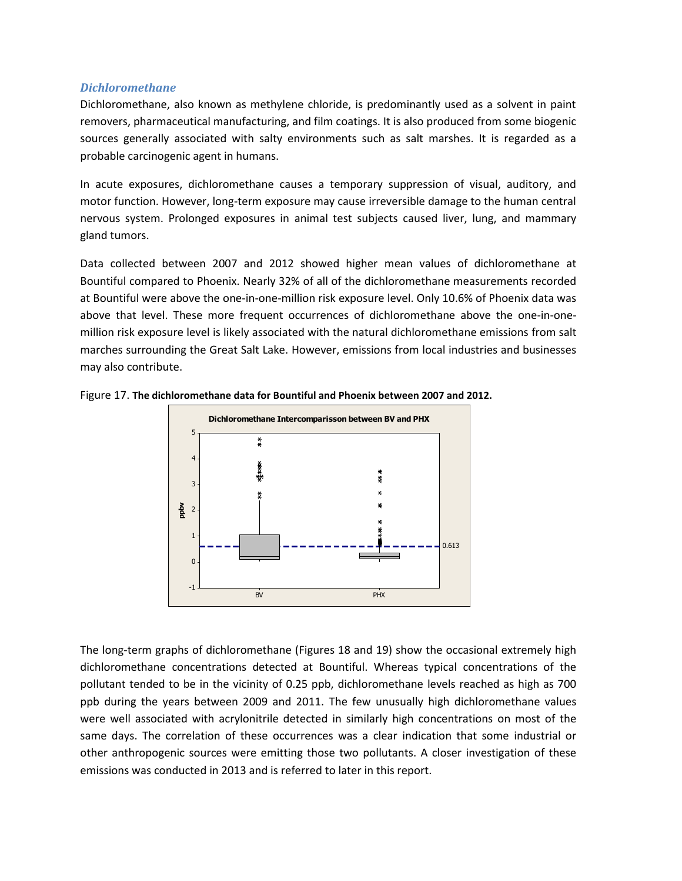### *Dichloromethane*

Dichloromethane, also known as methylene chloride, is predominantly used as a solvent in paint removers, pharmaceutical manufacturing, and film coatings. It is also produced from some biogenic sources generally associated with salty environments such as salt marshes. It is regarded as a probable carcinogenic agent in humans.

In acute exposures, dichloromethane causes a temporary suppression of visual, auditory, and motor function. However, long-term exposure may cause irreversible damage to the human central nervous system. Prolonged exposures in animal test subjects caused liver, lung, and mammary gland tumors.

Data collected between 2007 and 2012 showed higher mean values of dichloromethane at Bountiful compared to Phoenix. Nearly 32% of all of the dichloromethane measurements recorded at Bountiful were above the one-in-one-million risk exposure level. Only 10.6% of Phoenix data was above that level. These more frequent occurrences of dichloromethane above the one-in-one-million risk exposure level is likely associated with the natural dichloromethane emissions from salt marches surrounding the Great Salt Lake. However, emissions from local industries and businesses may also contribute.

Figure 17. **The dichloromethane data for Bountiful and Phoenix between 2007 and 2012.**

The long-term graphs of dichloromethane (Figures 18 and 19) show the occasional extremely high dichloromethane concentrations detected at Bountiful. Whereas typical concentrations of the pollutant tended to be in the vicinity of 0.25 ppb, dichloromethane levels reached as high as 700 ppb during the years between 2009 and 2011. The few unusually high dichloromethane values were well associated with acrylonitrile detected in similarly high concentrations on most of the same days. The correlation of these occurrences was a clear indication that some industrial or other anthropogenic sources were emitting those two pollutants. A closer investigation of these emissions was conducted in 2013 and is referred to later in this report.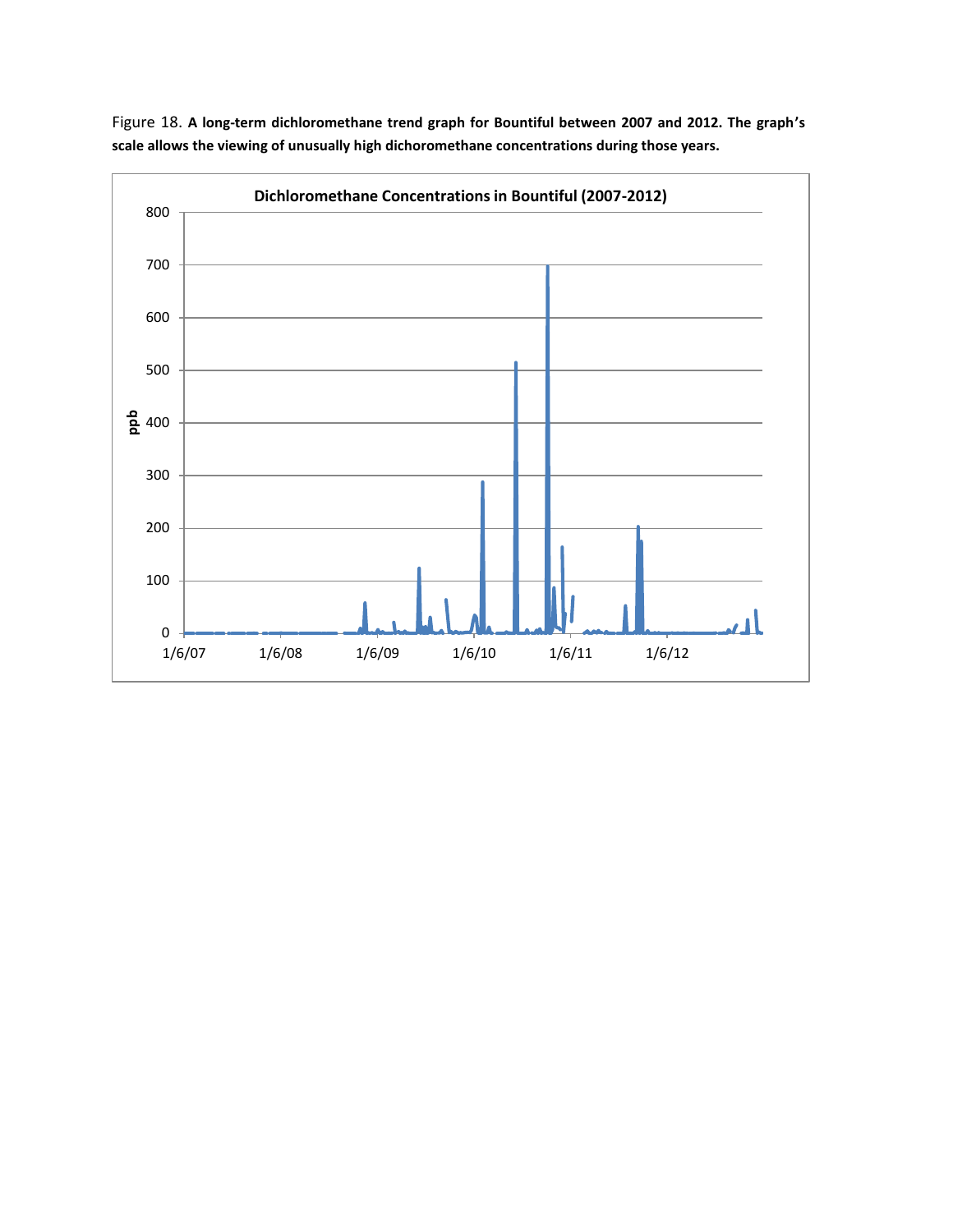Figure 18. **A long-term dichloromethane trend graph for Bountiful between 2007 and 2012. The graph's scale allows the viewing of unusually high dichoromethane concentrations during those years.**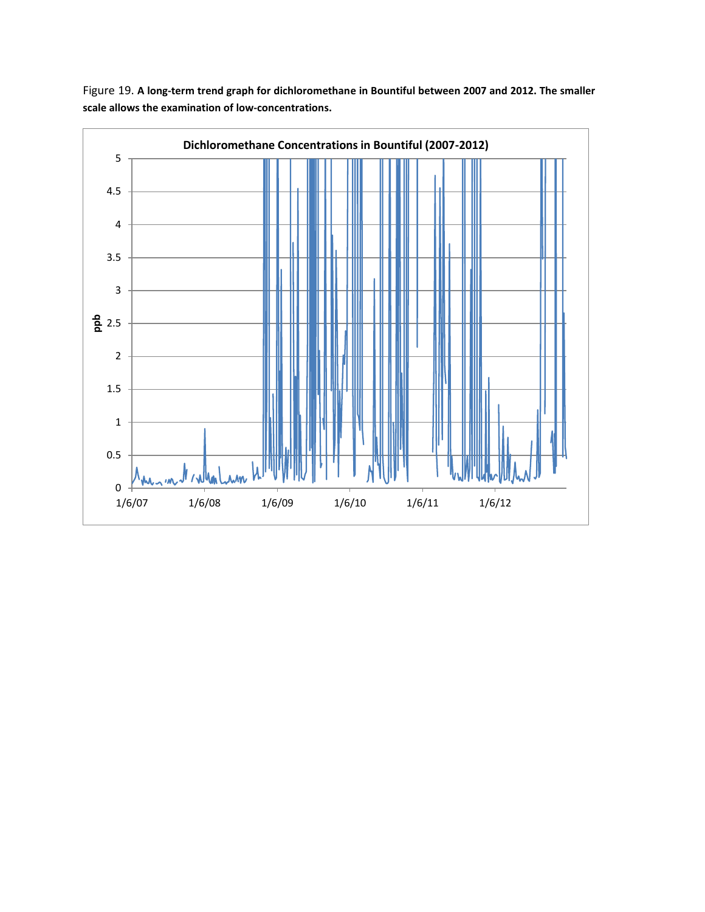Figure 19. **A long-term trend graph for dichloromethane in Bountiful between 2007 and 2012. The smaller scale allows the examination of low-concentrations.**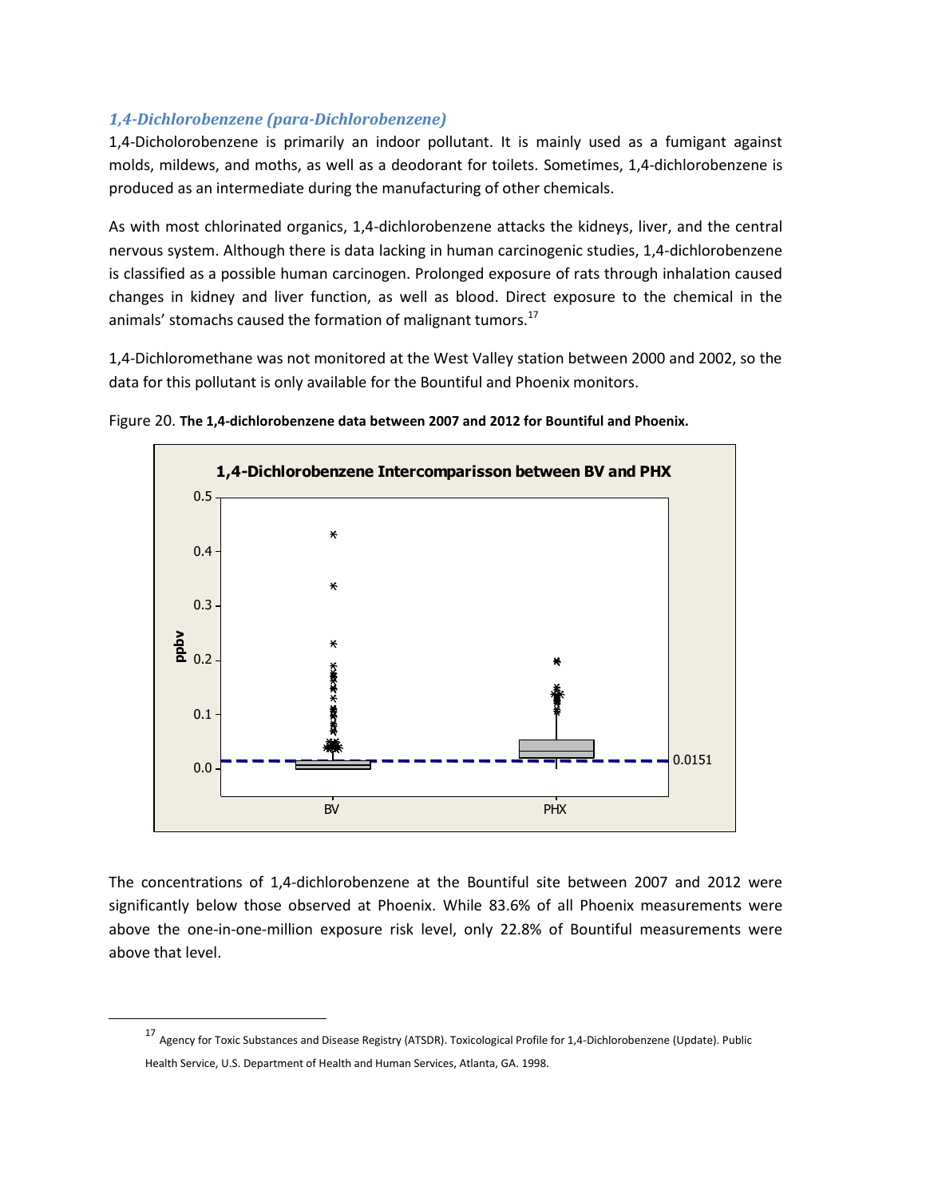### *1,4-Dichlorobenzene (para-Dichlorobenzene)*

1,4-Dicholorobenzene is primarily an indoor pollutant. It is mainly used as a fumigant against molds, mildews, and moths, as well as a deodorant for toilets. Sometimes, 1,4-dichlorobenzene is produced as an intermediate during the manufacturing of other chemicals.

As with most chlorinated organics, 1,4-dichlorobenzene attacks the kidneys, liver, and the central nervous system. Although there is data lacking in human carcinogenic studies, 1,4-dichlorobenzene is classified as a possible human carcinogen. Prolonged exposure of rats through inhalation caused changes in kidney and liver function, as well as blood. Direct exposure to the chemical in the animals' stomachs caused the formation of malignant tumors.[17]

1,4-Dichloromethane was not monitored at the West Valley station between 2000 and 2002, so the data for this pollutant is only available for the Bountiful and Phoenix monitors.

Figure 20. **The 1,4-dichlorobenzene data between 2007 and 2012 for Bountiful and Phoenix.**

The concentrations of 1,4-dichlorobenzene at the Bountiful site between 2007 and 2012 were significantly below those observed at Phoenix. While 83.6% of all Phoenix measurements were above the one-in-one-million exposure risk level, only 22.8% of Bountiful measurements were above that level.

---

[17] Agency for Toxic Substances and Disease Registry (ATSDR). Toxicological Profile for 1,4-Dichlorobenzene (Update). Public Health Service, U.S. Department of Health and Human Services, Atlanta, GA. 1998.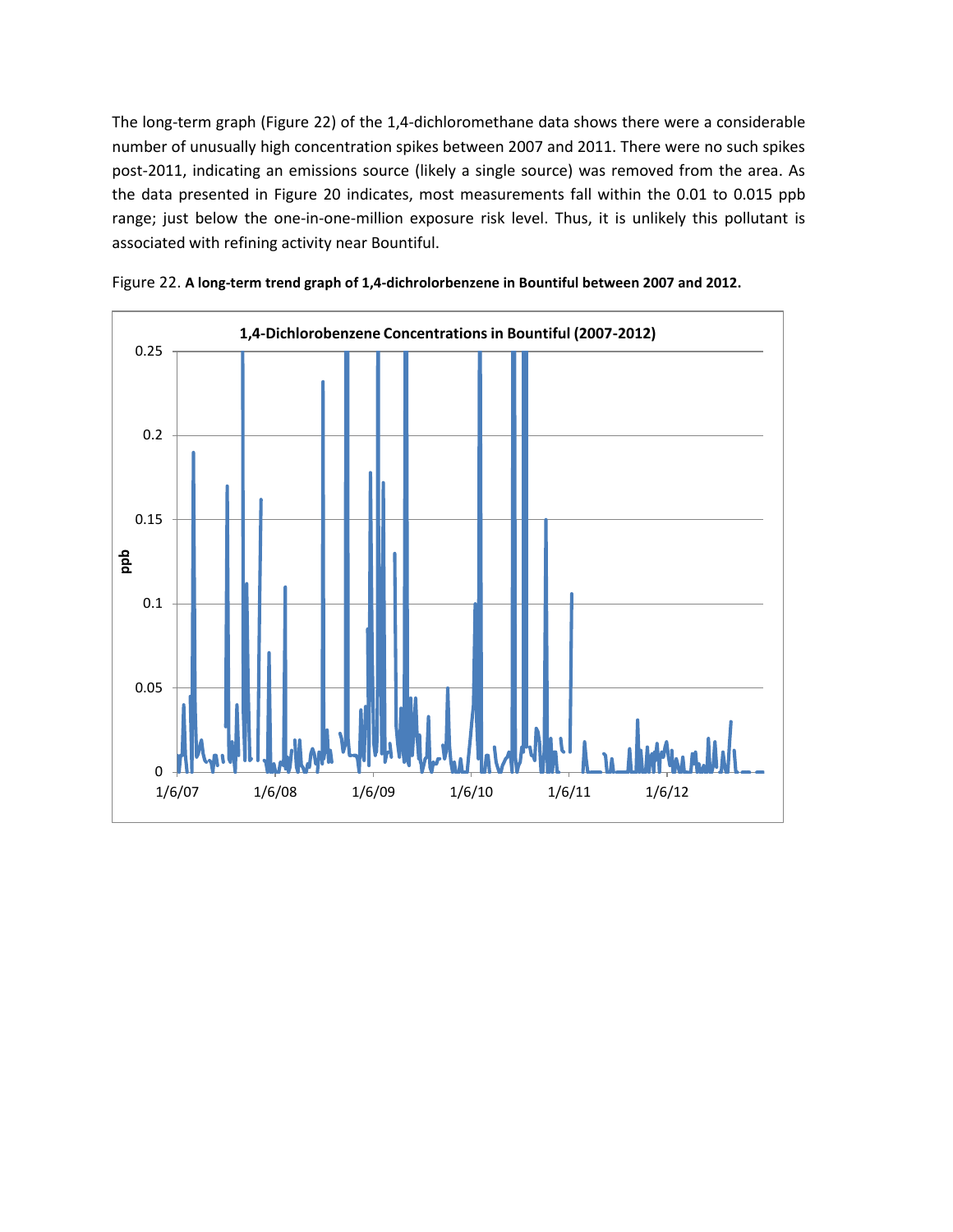The long-term graph (Figure 22) of the 1,4-dichloromethane data shows there were a considerable number of unusually high concentration spikes between 2007 and 2011. There were no such spikes post-2011, indicating an emissions source (likely a single source) was removed from the area. As the data presented in Figure 20 indicates, most measurements fall within the 0.01 to 0.015 ppb range; just below the one-in-one-million exposure risk level. Thus, it is unlikely this pollutant is associated with refining activity near Bountiful.

Figure 22. **A long-term trend graph of 1,4-dichrolorbenzene in Bountiful between 2007 and 2012.**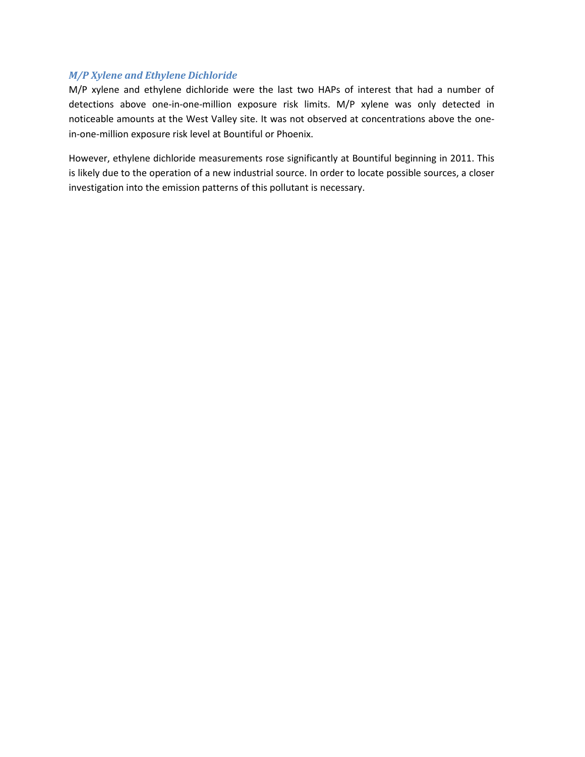### *M/P Xylene and Ethylene Dichloride*

M/P xylene and ethylene dichloride were the last two HAPs of interest that had a number of detections above one-in-one-million exposure risk limits. M/P xylene was only detected in noticeable amounts at the West Valley site. It was not observed at concentrations above the one-in-one-million exposure risk level at Bountiful or Phoenix.

However, ethylene dichloride measurements rose significantly at Bountiful beginning in 2011. This is likely due to the operation of a new industrial source. In order to locate possible sources, a closer investigation into the emission patterns of this pollutant is necessary.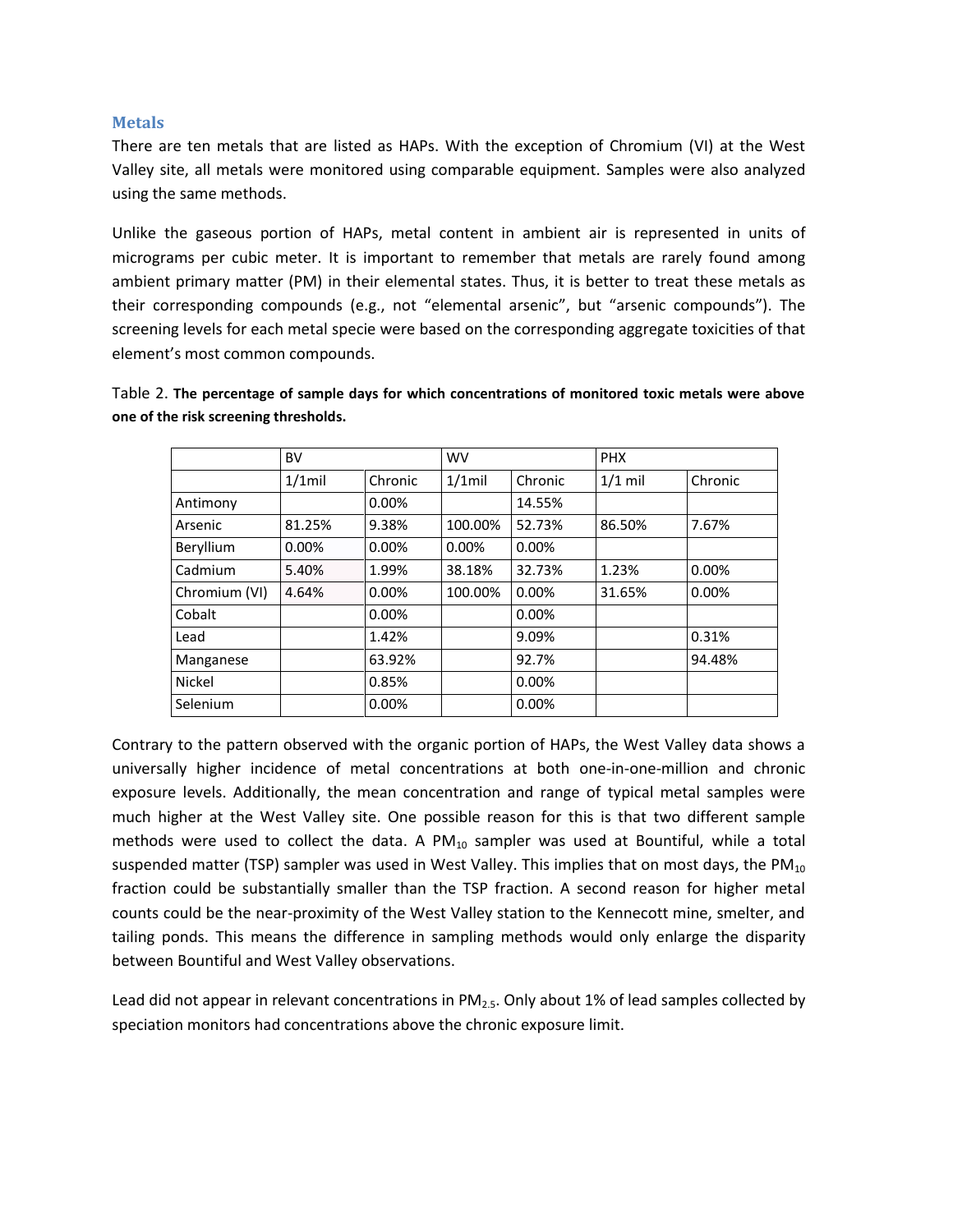### Metals

There are ten metals that are listed as HAPs. With the exception of Chromium (VI) at the West Valley site, all metals were monitored using comparable equipment. Samples were also analyzed using the same methods.

Unlike the gaseous portion of HAPs, metal content in ambient air is represented in units of micrograms per cubic meter. It is important to remember that metals are rarely found among ambient primary matter (PM) in their elemental states. Thus, it is better to treat these metals as their corresponding compounds (e.g., not "elemental arsenic", but "arsenic compounds"). The screening levels for each metal specie were based on the corresponding aggregate toxicities of that element's most common compounds.

Table 2. **The percentage of sample days for which concentrations of monitored toxic metals were above one of the risk screening thresholds.**

| | BV | | WV | | PHX | |
|---|---|---|---|---|---|---|
| | 1/1mil | Chronic | 1/1mil | Chronic | 1/1 mil | Chronic |
| Antimony | | 0.00% | | 14.55% | | |
| Arsenic | 81.25% | 9.38% | 100.00% | 52.73% | 86.50% | 7.67% |
| Beryllium | 0.00% | 0.00% | 0.00% | 0.00% | | |
| Cadmium | 5.40% | 1.99% | 38.18% | 32.73% | 1.23% | 0.00% |
| Chromium (VI) | 4.64% | 0.00% | 100.00% | 0.00% | 31.65% | 0.00% |
| Cobalt | | 0.00% | | 0.00% | | |
| Lead | | 1.42% | | 9.09% | | 0.31% |
| Manganese | | 63.92% | | 92.7% | | 94.48% |
| Nickel | | 0.85% | | 0.00% | | |
| Selenium | | 0.00% | | 0.00% | | |

Contrary to the pattern observed with the organic portion of HAPs, the West Valley data shows a universally higher incidence of metal concentrations at both one-in-one-million and chronic exposure levels. Additionally, the mean concentration and range of typical metal samples were much higher at the West Valley site. One possible reason for this is that two different sample methods were used to collect the data. A $PM_{10}$ sampler was used at Bountiful, while a total suspended matter (TSP) sampler was used in West Valley. This implies that on most days, the $PM_{10}$ fraction could be substantially smaller than the TSP fraction. A second reason for higher metal counts could be the near-proximity of the West Valley station to the Kennecott mine, smelter, and tailing ponds. This means the difference in sampling methods would only enlarge the disparity between Bountiful and West Valley observations.

Lead did not appear in relevant concentrations in $PM_{2.5}$. Only about 1% of lead samples collected by speciation monitors had concentrations above the chronic exposure limit.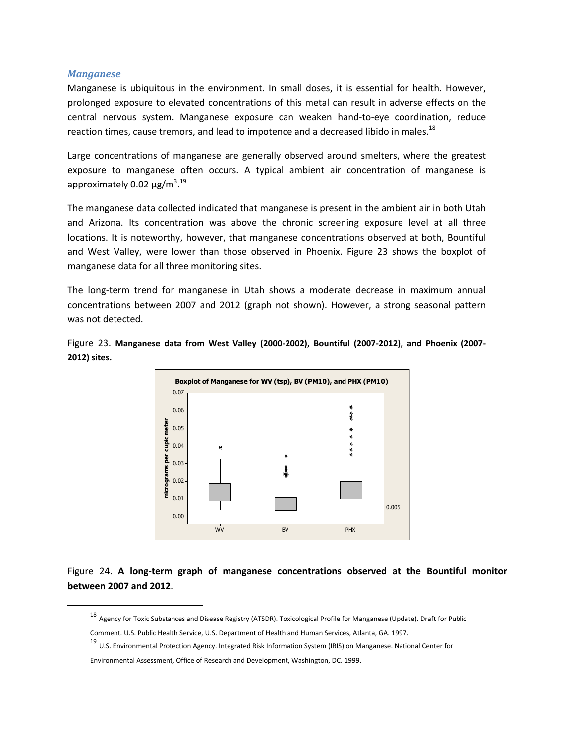### *Manganese*

Manganese is ubiquitous in the environment. In small doses, it is essential for health. However, prolonged exposure to elevated concentrations of this metal can result in adverse effects on the central nervous system. Manganese exposure can weaken hand-to-eye coordination, reduce reaction times, cause tremors, and lead to impotence and a decreased libido in males.[18]

Large concentrations of manganese are generally observed around smelters, where the greatest exposure to manganese often occurs. A typical ambient air concentration of manganese is approximately 0.02 µg/m$^3$.[19]

The manganese data collected indicated that manganese is present in the ambient air in both Utah and Arizona. Its concentration was above the chronic screening exposure level at all three locations. It is noteworthy, however, that manganese concentrations observed at both, Bountiful and West Valley, were lower than those observed in Phoenix. Figure 23 shows the boxplot of manganese data for all three monitoring sites.

The long-term trend for manganese in Utah shows a moderate decrease in maximum annual concentrations between 2007 and 2012 (graph not shown). However, a strong seasonal pattern was not detected.

Figure 23. **Manganese data from West Valley (2000-2002), Bountiful (2007-2012), and Phoenix (2007-2012) sites.**

Figure 24. **A long-term graph of manganese concentrations observed at the Bountiful monitor between 2007 and 2012.**

---

[18] Agency for Toxic Substances and Disease Registry (ATSDR). Toxicological Profile for Manganese (Update). Draft for Public Comment. U.S. Public Health Service, U.S. Department of Health and Human Services, Atlanta, GA. 1997.

[19] U.S. Environmental Protection Agency. Integrated Risk Information System (IRIS) on Manganese. National Center for Environmental Assessment, Office of Research and Development, Washington, DC. 1999.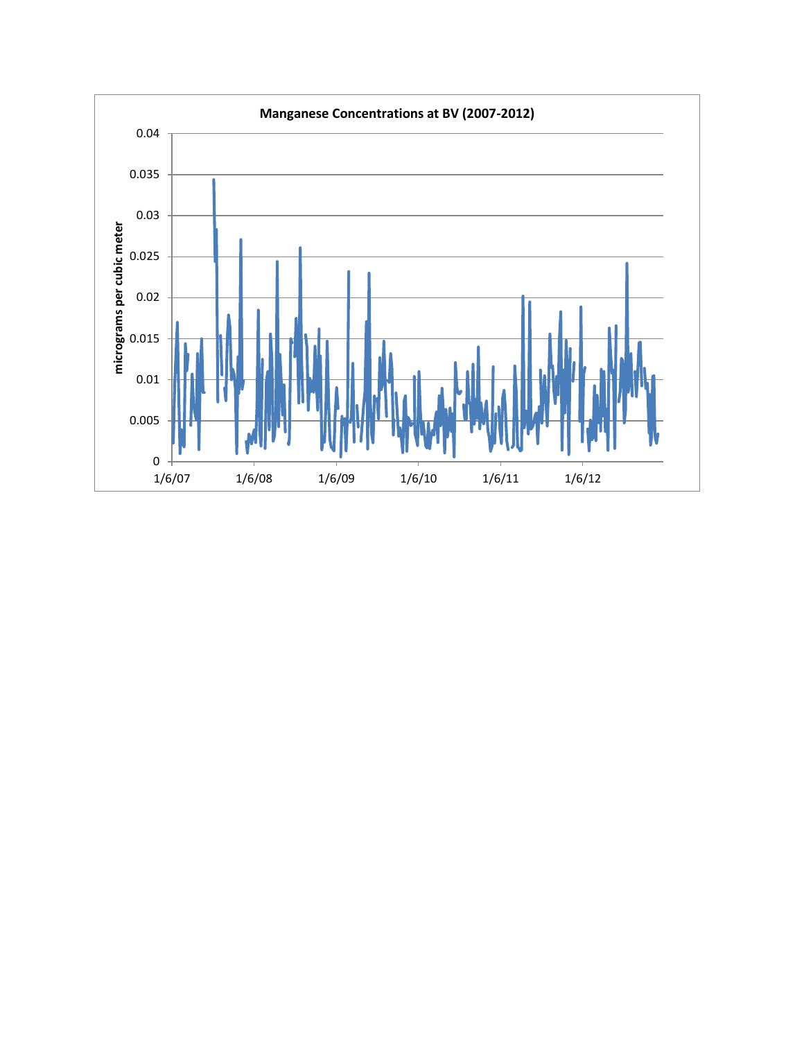**Manganese Concentrations at BV (2007-2012)**

micrograms per cubic meter

0.04
0.035
0.03
0.025
0.02
0.015
0.01
0.005
0

1/6/07 1/6/08 1/6/09 1/6/10 1/6/11 1/6/12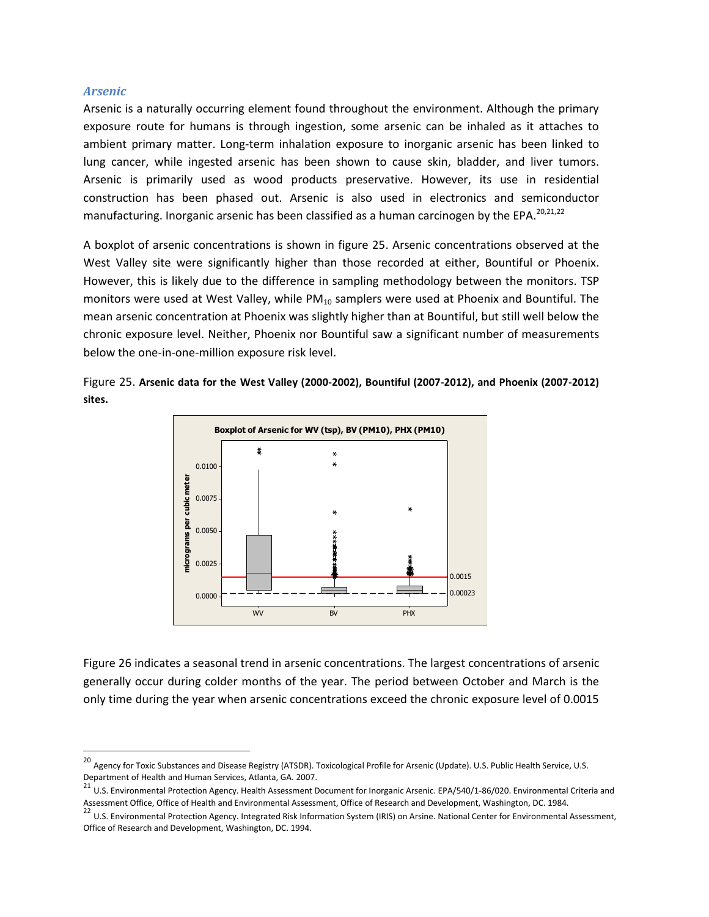### *Arsenic*

Arsenic is a naturally occurring element found throughout the environment. Although the primary exposure route for humans is through ingestion, some arsenic can be inhaled as it attaches to ambient primary matter. Long-term inhalation exposure to inorganic arsenic has been linked to lung cancer, while ingested arsenic has been shown to cause skin, bladder, and liver tumors. Arsenic is primarily used as wood products preservative. However, its use in residential construction has been phased out. Arsenic is also used in electronics and semiconductor manufacturing. Inorganic arsenic has been classified as a human carcinogen by the EPA.[20,21,22]

A boxplot of arsenic concentrations is shown in figure 25. Arsenic concentrations observed at the West Valley site were significantly higher than those recorded at either, Bountiful or Phoenix. However, this is likely due to the difference in sampling methodology between the monitors. TSP monitors were used at West Valley, while $PM_{10}$ samplers were used at Phoenix and Bountiful. The mean arsenic concentration at Phoenix was slightly higher than at Bountiful, but still well below the chronic exposure level. Neither, Phoenix nor Bountiful saw a significant number of measurements below the one-in-one-million exposure risk level.

Figure 25. **Arsenic data for the West Valley (2000-2002), Bountiful (2007-2012), and Phoenix (2007-2012) sites.**

Figure 26 indicates a seasonal trend in arsenic concentrations. The largest concentrations of arsenic generally occur during colder months of the year. The period between October and March is the only time during the year when arsenic concentrations exceed the chronic exposure level of 0.0015

---

[20] Agency for Toxic Substances and Disease Registry (ATSDR). Toxicological Profile for Arsenic (Update). U.S. Public Health Service, U.S. Department of Health and Human Services, Atlanta, GA. 2007.

[21] U.S. Environmental Protection Agency. Health Assessment Document for Inorganic Arsenic. EPA/540/1-86/020. Environmental Criteria and Assessment Office, Office of Health and Environmental Assessment, Office of Research and Development, Washington, DC. 1984.

[22] U.S. Environmental Protection Agency. Integrated Risk Information System (IRIS) on Arsine. National Center for Environmental Assessment, Office of Research and Development, Washington, DC. 1994.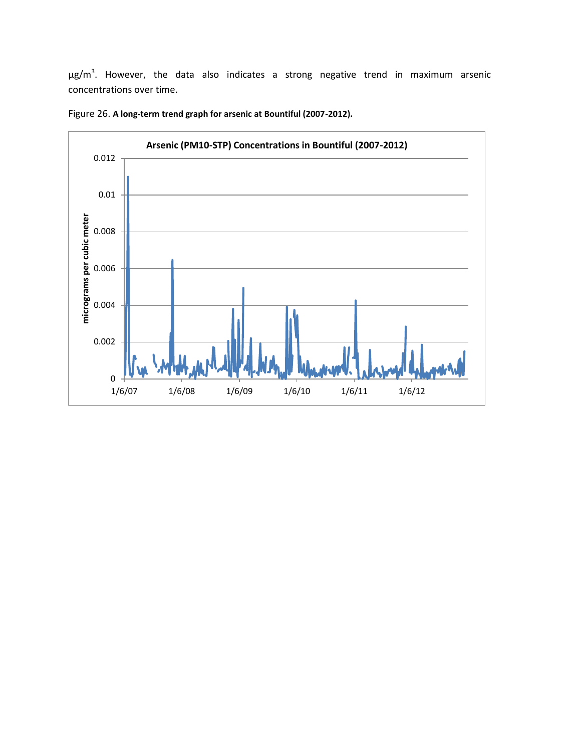μg/m$^3$. However, the data also indicates a strong negative trend in maximum arsenic concentrations over time.

Figure 26. **A long-term trend graph for arsenic at Bountiful (2007-2012).**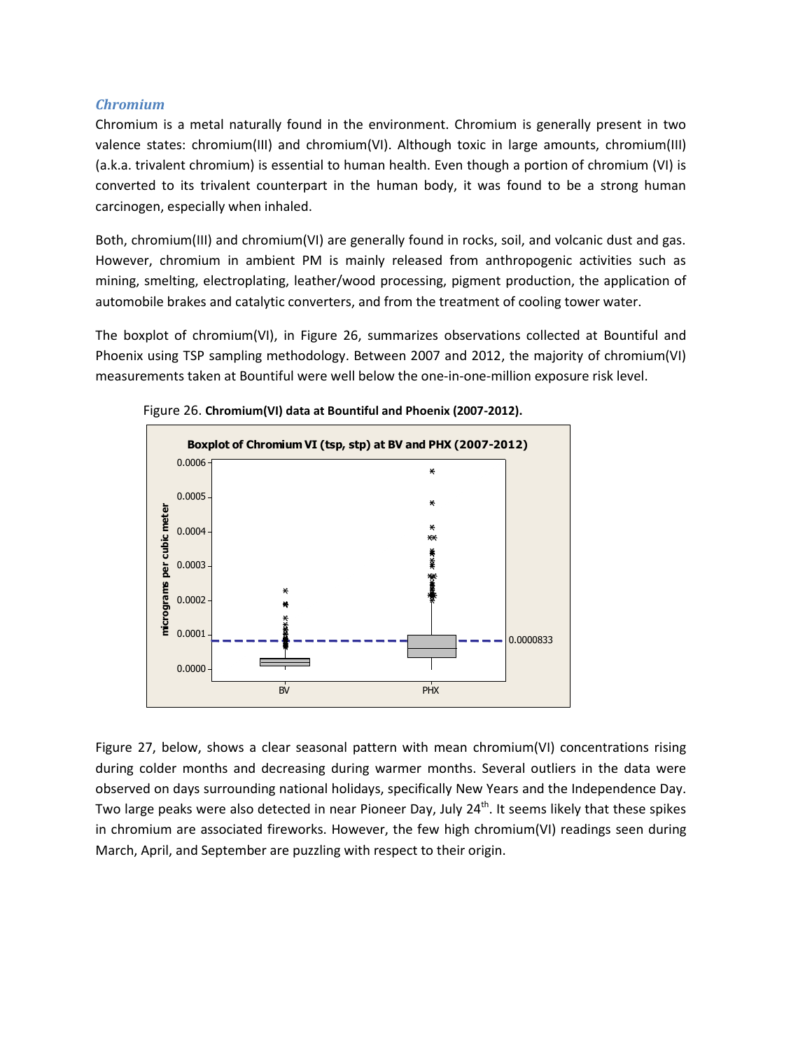### *Chromium*

Chromium is a metal naturally found in the environment. Chromium is generally present in two valence states: chromium(III) and chromium(VI). Although toxic in large amounts, chromium(III) (a.k.a. trivalent chromium) is essential to human health. Even though a portion of chromium (VI) is converted to its trivalent counterpart in the human body, it was found to be a strong human carcinogen, especially when inhaled.

Both, chromium(III) and chromium(VI) are generally found in rocks, soil, and volcanic dust and gas. However, chromium in ambient PM is mainly released from anthropogenic activities such as mining, smelting, electroplating, leather/wood processing, pigment production, the application of automobile brakes and catalytic converters, and from the treatment of cooling tower water.

The boxplot of chromium(VI), in Figure 26, summarizes observations collected at Bountiful and Phoenix using TSP sampling methodology. Between 2007 and 2012, the majority of chromium(VI) measurements taken at Bountiful were well below the one-in-one-million exposure risk level.

Figure 26. **Chromium(VI) data at Bountiful and Phoenix (2007-2012).**

**Boxplot of Chromium VI (tsp, stp) at BV and PHX (2007-2012)**

Figure 27, below, shows a clear seasonal pattern with mean chromium(VI) concentrations rising during colder months and decreasing during warmer months. Several outliers in the data were observed on days surrounding national holidays, specifically New Years and the Independence Day. Two large peaks were also detected in near Pioneer Day, July 24th. It seems likely that these spikes in chromium are associated fireworks. However, the few high chromium(VI) readings seen during March, April, and September are puzzling with respect to their origin.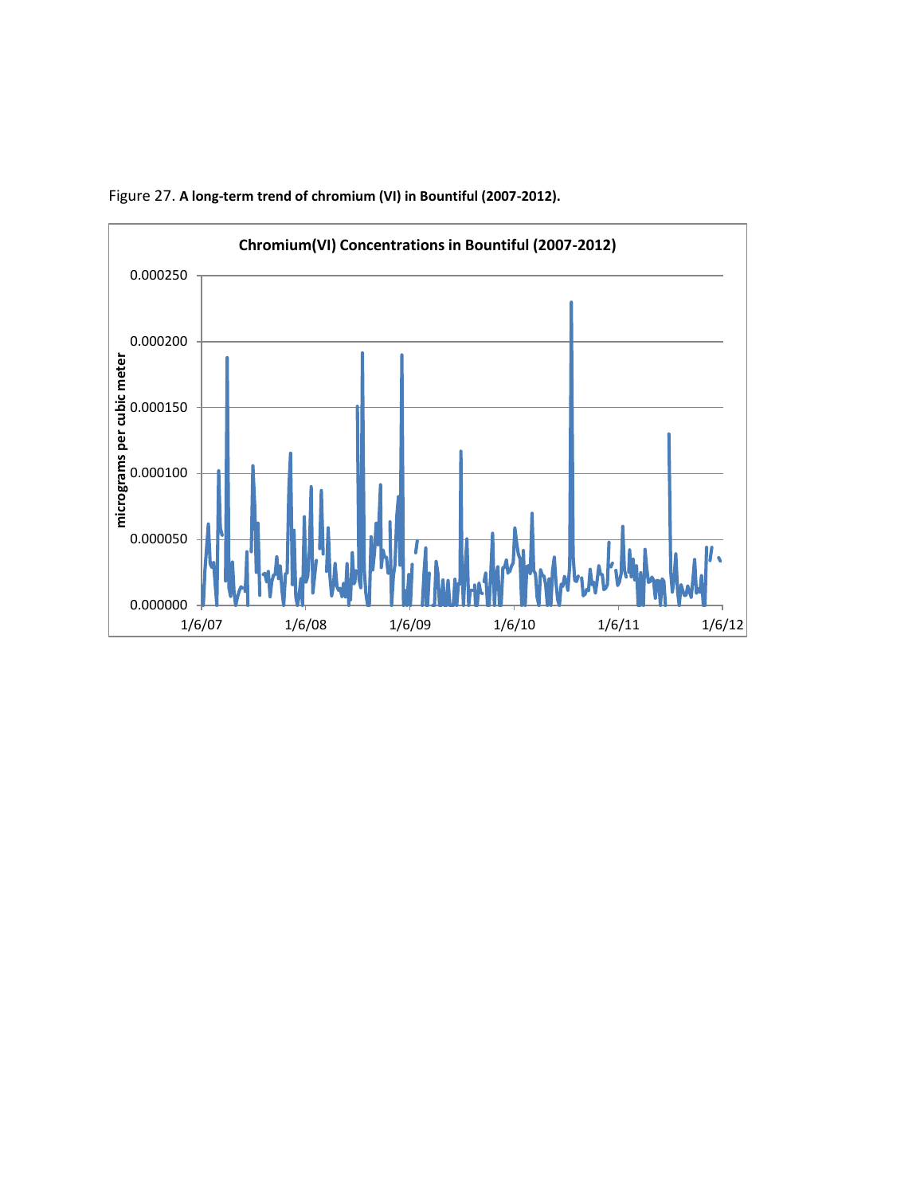Figure 27. **A long-term trend of chromium (VI) in Bountiful (2007-2012).**

**Chromium(VI) Concentrations in Bountiful (2007-2012)**

micrograms per cubic meter

0.000250

0.000200

0.000150

0.000100

0.000050

0.000000

1/6/07 1/6/08 1/6/09 1/6/10 1/6/11 1/6/12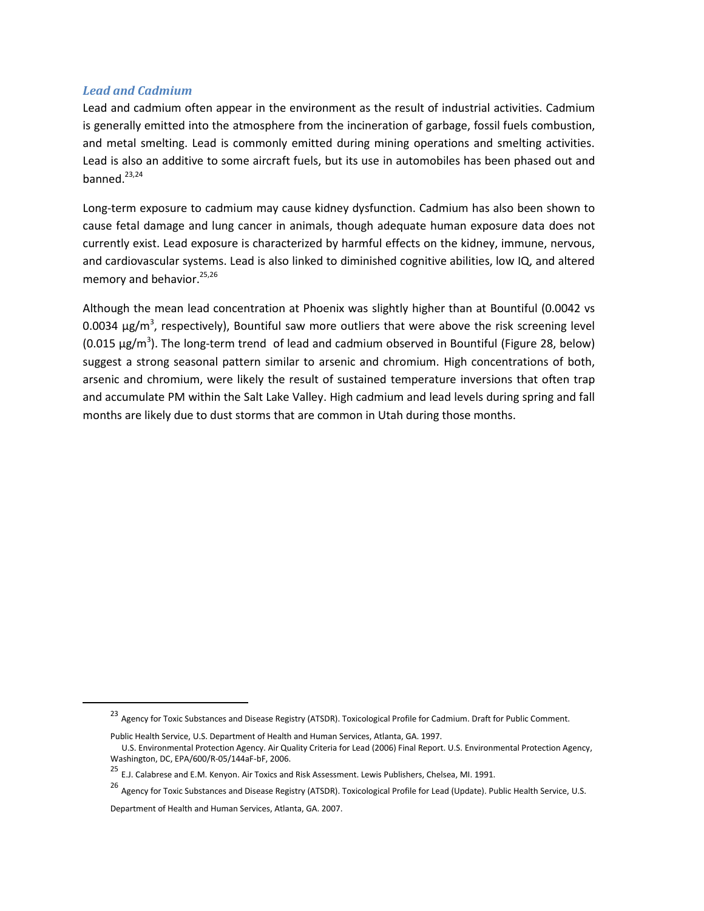### *Lead and Cadmium*

Lead and cadmium often appear in the environment as the result of industrial activities. Cadmium is generally emitted into the atmosphere from the incineration of garbage, fossil fuels combustion, and metal smelting. Lead is commonly emitted during mining operations and smelting activities. Lead is also an additive to some aircraft fuels, but its use in automobiles has been phased out and banned.[23,24]

Long-term exposure to cadmium may cause kidney dysfunction. Cadmium has also been shown to cause fetal damage and lung cancer in animals, though adequate human exposure data does not currently exist. Lead exposure is characterized by harmful effects on the kidney, immune, nervous, and cardiovascular systems. Lead is also linked to diminished cognitive abilities, low IQ, and altered memory and behavior.[25,26]

Although the mean lead concentration at Phoenix was slightly higher than at Bountiful (0.0042 vs 0.0034 µg/m$^3$, respectively), Bountiful saw more outliers that were above the risk screening level (0.015 µg/m$^3$). The long-term trend of lead and cadmium observed in Bountiful (Figure 28, below) suggest a strong seasonal pattern similar to arsenic and chromium. High concentrations of both, arsenic and chromium, were likely the result of sustained temperature inversions that often trap and accumulate PM within the Salt Lake Valley. High cadmium and lead levels during spring and fall months are likely due to dust storms that are common in Utah during those months.

---

[23] Agency for Toxic Substances and Disease Registry (ATSDR). Toxicological Profile for Cadmium. Draft for Public Comment. Public Health Service, U.S. Department of Health and Human Services, Atlanta, GA. 1997.

U.S. Environmental Protection Agency. Air Quality Criteria for Lead (2006) Final Report. U.S. Environmental Protection Agency, Washington, DC, EPA/600/R-05/144aF-bF, 2006.

[25] E.J. Calabrese and E.M. Kenyon. Air Toxics and Risk Assessment. Lewis Publishers, Chelsea, MI. 1991.

[26] Agency for Toxic Substances and Disease Registry (ATSDR). Toxicological Profile for Lead (Update). Public Health Service, U.S. Department of Health and Human Services, Atlanta, GA. 2007.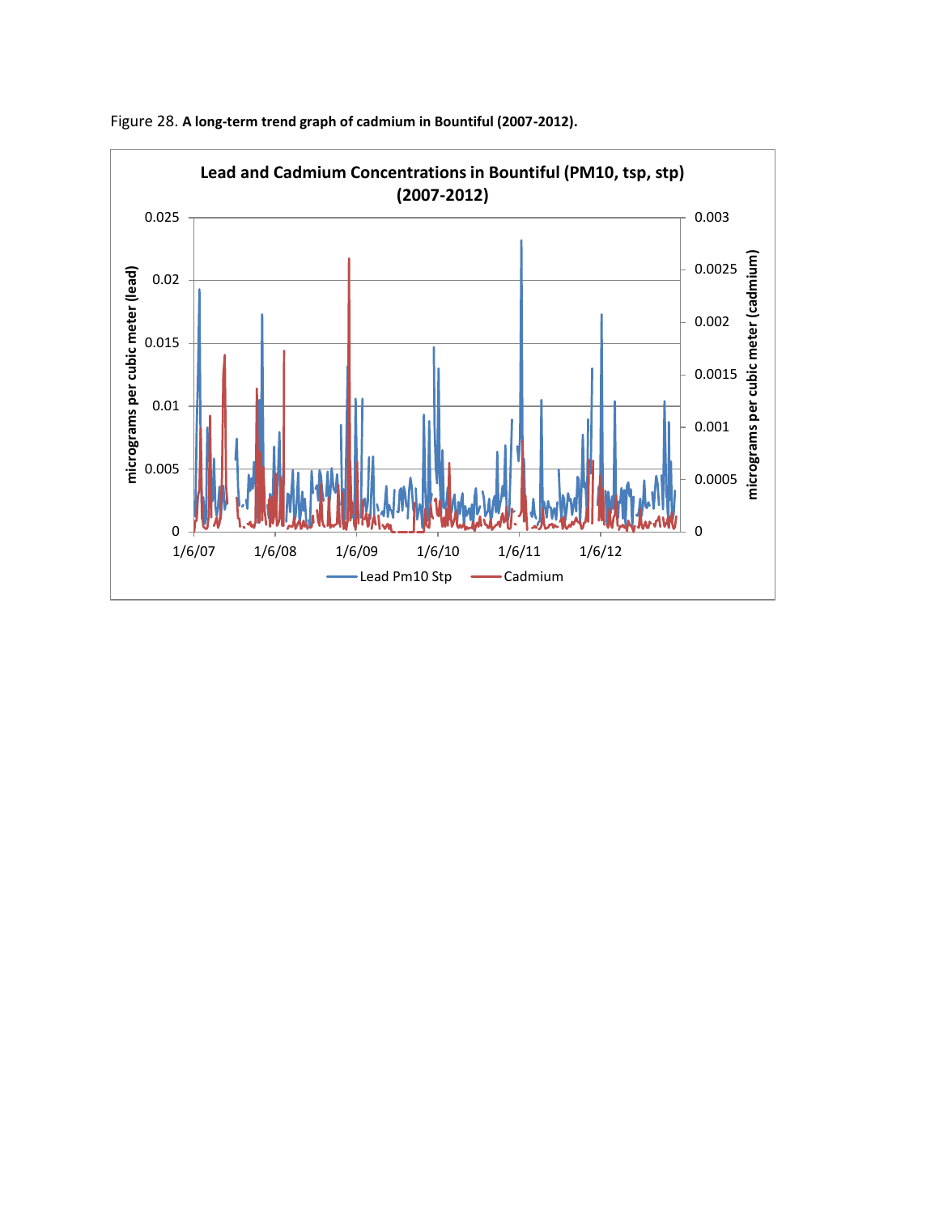Figure 28. **A long-term trend graph of cadmium in Bountiful (2007-2012).**

**Lead and Cadmium Concentrations in Bountiful (PM10, tsp, stp) (2007-2012)**

micrograms per cubic meter (lead)

micrograms per cubic meter (cadmium)

Lead Pm10 Stp

Cadmium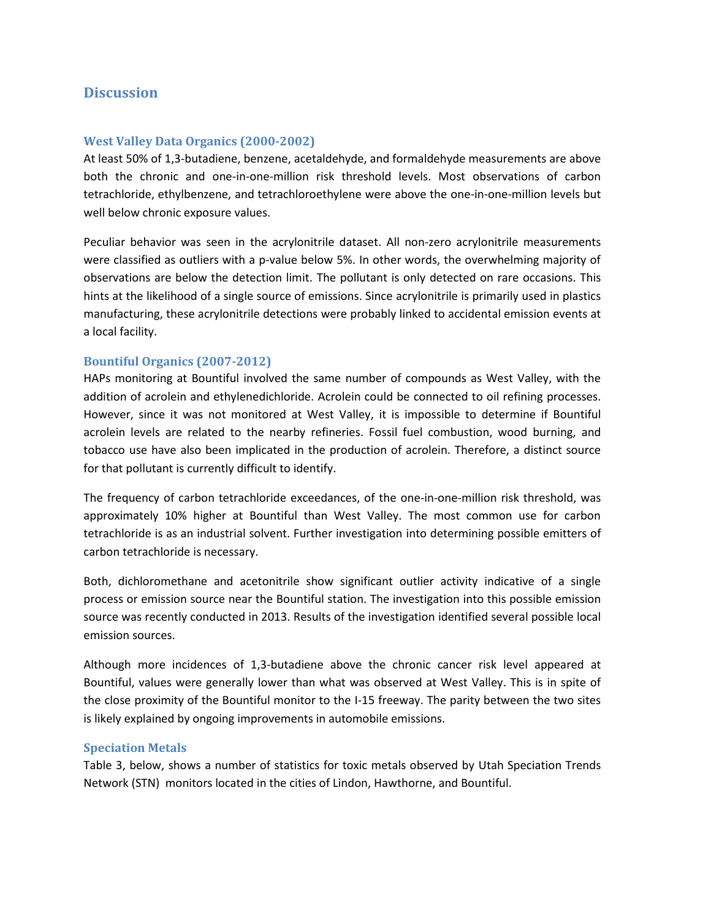## Discussion

### West Valley Data Organics (2000-2002)

At least 50% of 1,3-butadiene, benzene, acetaldehyde, and formaldehyde measurements are above both the chronic and one-in-one-million risk threshold levels. Most observations of carbon tetrachloride, ethylbenzene, and tetrachloroethylene were above the one-in-one-million levels but well below chronic exposure values.

Peculiar behavior was seen in the acrylonitrile dataset. All non-zero acrylonitrile measurements were classified as outliers with a p-value below 5%. In other words, the overwhelming majority of observations are below the detection limit. The pollutant is only detected on rare occasions. This hints at the likelihood of a single source of emissions. Since acrylonitrile is primarily used in plastics manufacturing, these acrylonitrile detections were probably linked to accidental emission events at a local facility.

### Bountiful Organics (2007-2012)

HAPs monitoring at Bountiful involved the same number of compounds as West Valley, with the addition of acrolein and ethylenedichloride. Acrolein could be connected to oil refining processes. However, since it was not monitored at West Valley, it is impossible to determine if Bountiful acrolein levels are related to the nearby refineries. Fossil fuel combustion, wood burning, and tobacco use have also been implicated in the production of acrolein. Therefore, a distinct source for that pollutant is currently difficult to identify.

The frequency of carbon tetrachloride exceedances, of the one-in-one-million risk threshold, was approximately 10% higher at Bountiful than West Valley. The most common use for carbon tetrachloride is as an industrial solvent. Further investigation into determining possible emitters of carbon tetrachloride is necessary.

Both, dichloromethane and acetonitrile show significant outlier activity indicative of a single process or emission source near the Bountiful station. The investigation into this possible emission source was recently conducted in 2013. Results of the investigation identified several possible local emission sources.

Although more incidences of 1,3-butadiene above the chronic cancer risk level appeared at Bountiful, values were generally lower than what was observed at West Valley. This is in spite of the close proximity of the Bountiful monitor to the I-15 freeway. The parity between the two sites is likely explained by ongoing improvements in automobile emissions.

### Speciation Metals

Table 3, below, shows a number of statistics for toxic metals observed by Utah Speciation Trends Network (STN) monitors located in the cities of Lindon, Hawthorne, and Bountiful.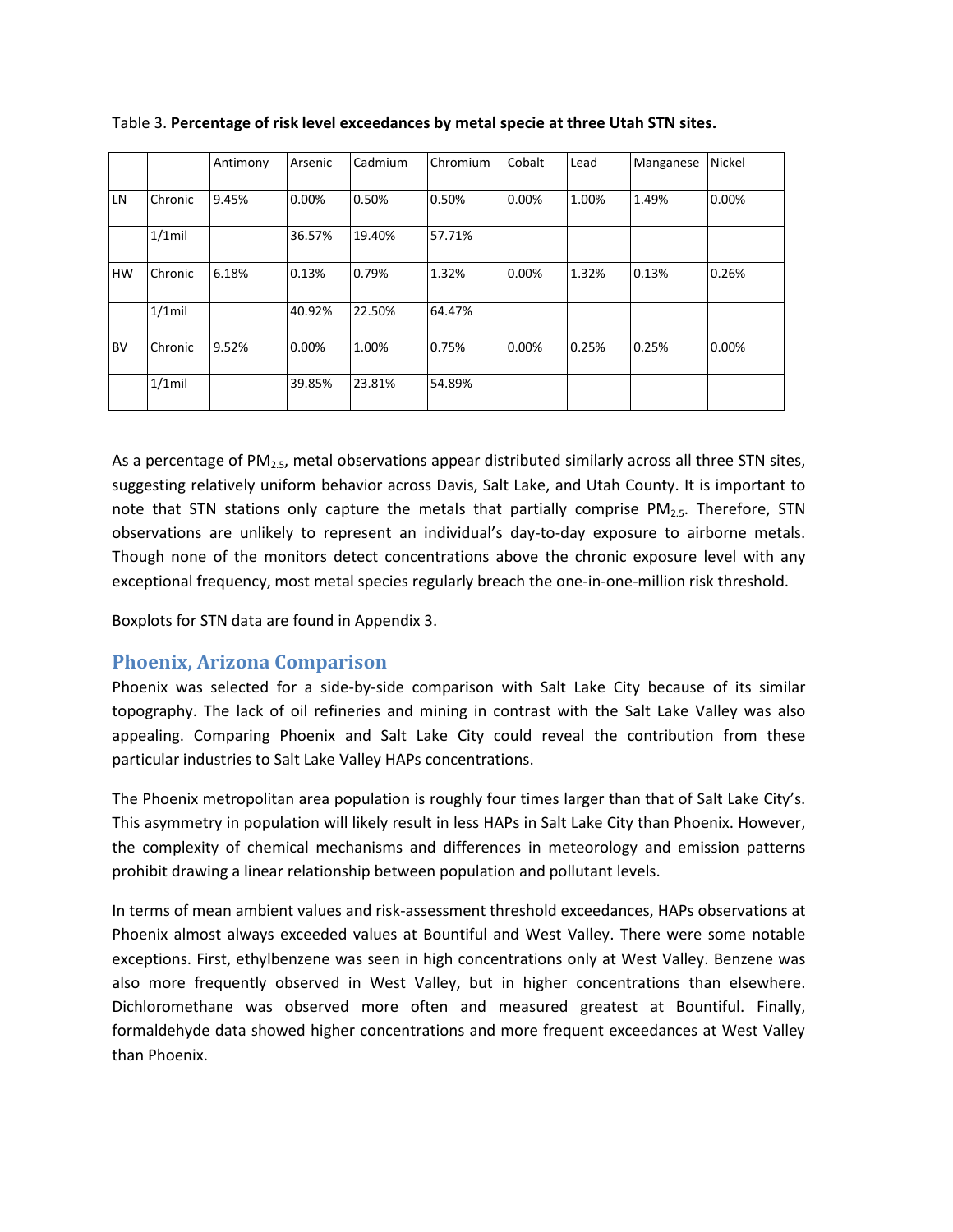Table 3. **Percentage of risk level exceedances by metal specie at three Utah STN sites.**

| | | Antimony | Arsenic | Cadmium | Chromium | Cobalt | Lead | Manganese | Nickel |
|---|---|---|---|---|---|---|---|---|---|
| LN | Chronic | 9.45% | 0.00% | 0.50% | 0.50% | 0.00% | 1.00% | 1.49% | 0.00% |
| | 1/1mil | | 36.57% | 19.40% | 57.71% | | | | |
| HW | Chronic | 6.18% | 0.13% | 0.79% | 1.32% | 0.00% | 1.32% | 0.13% | 0.26% |
| | 1/1mil | | 40.92% | 22.50% | 64.47% | | | | |
| BV | Chronic | 9.52% | 0.00% | 1.00% | 0.75% | 0.00% | 0.25% | 0.25% | 0.00% |
| | 1/1mil | | 39.85% | 23.81% | 54.89% | | | | |

As a percentage of $PM_{2.5}$, metal observations appear distributed similarly across all three STN sites, suggesting relatively uniform behavior across Davis, Salt Lake, and Utah County. It is important to note that STN stations only capture the metals that partially comprise $PM_{2.5}$. Therefore, STN observations are unlikely to represent an individual's day-to-day exposure to airborne metals. Though none of the monitors detect concentrations above the chronic exposure level with any exceptional frequency, most metal species regularly breach the one-in-one-million risk threshold.

Boxplots for STN data are found in Appendix 3.

## Phoenix, Arizona Comparison

Phoenix was selected for a side-by-side comparison with Salt Lake City because of its similar topography. The lack of oil refineries and mining in contrast with the Salt Lake Valley was also appealing. Comparing Phoenix and Salt Lake City could reveal the contribution from these particular industries to Salt Lake Valley HAPs concentrations.

The Phoenix metropolitan area population is roughly four times larger than that of Salt Lake City's. This asymmetry in population will likely result in less HAPs in Salt Lake City than Phoenix. However, the complexity of chemical mechanisms and differences in meteorology and emission patterns prohibit drawing a linear relationship between population and pollutant levels.

In terms of mean ambient values and risk-assessment threshold exceedances, HAPs observations at Phoenix almost always exceeded values at Bountiful and West Valley. There were some notable exceptions. First, ethylbenzene was seen in high concentrations only at West Valley. Benzene was also more frequently observed in West Valley, but in higher concentrations than elsewhere. Dichloromethane was observed more often and measured greatest at Bountiful. Finally, formaldehyde data showed higher concentrations and more frequent exceedances at West Valley than Phoenix.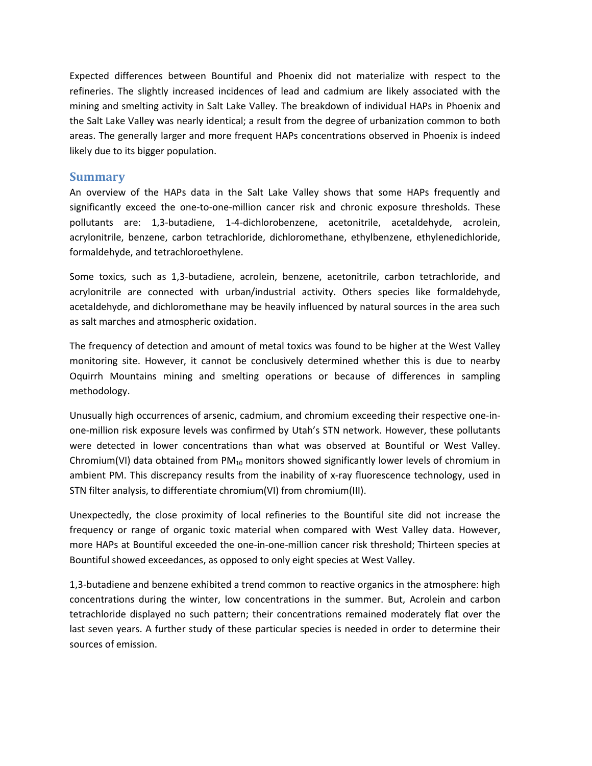Expected differences between Bountiful and Phoenix did not materialize with respect to the refineries. The slightly increased incidences of lead and cadmium are likely associated with the mining and smelting activity in Salt Lake Valley. The breakdown of individual HAPs in Phoenix and the Salt Lake Valley was nearly identical; a result from the degree of urbanization common to both areas. The generally larger and more frequent HAPs concentrations observed in Phoenix is indeed likely due to its bigger population.

## Summary

An overview of the HAPs data in the Salt Lake Valley shows that some HAPs frequently and significantly exceed the one-to-one-million cancer risk and chronic exposure thresholds. These pollutants are: 1,3-butadiene, 1-4-dichlorobenzene, acetonitrile, acetaldehyde, acrolein, acrylonitrile, benzene, carbon tetrachloride, dichloromethane, ethylbenzene, ethylenedichloride, formaldehyde, and tetrachloroethylene.

Some toxics, such as 1,3-butadiene, acrolein, benzene, acetonitrile, carbon tetrachloride, and acrylonitrile are connected with urban/industrial activity. Others species like formaldehyde, acetaldehyde, and dichloromethane may be heavily influenced by natural sources in the area such as salt marches and atmospheric oxidation.

The frequency of detection and amount of metal toxics was found to be higher at the West Valley monitoring site. However, it cannot be conclusively determined whether this is due to nearby Oquirrh Mountains mining and smelting operations or because of differences in sampling methodology.

Unusually high occurrences of arsenic, cadmium, and chromium exceeding their respective one-in-one-million risk exposure levels was confirmed by Utah's STN network. However, these pollutants were detected in lower concentrations than what was observed at Bountiful or West Valley. Chromium(VI) data obtained from $PM_{10}$ monitors showed significantly lower levels of chromium in ambient PM. This discrepancy results from the inability of x-ray fluorescence technology, used in STN filter analysis, to differentiate chromium(VI) from chromium(III).

Unexpectedly, the close proximity of local refineries to the Bountiful site did not increase the frequency or range of organic toxic material when compared with West Valley data. However, more HAPs at Bountiful exceeded the one-in-one-million cancer risk threshold; Thirteen species at Bountiful showed exceedances, as opposed to only eight species at West Valley.

1,3-butadiene and benzene exhibited a trend common to reactive organics in the atmosphere: high concentrations during the winter, low concentrations in the summer. But, Acrolein and carbon tetrachloride displayed no such pattern; their concentrations remained moderately flat over the last seven years. A further study of these particular species is needed in order to determine their sources of emission.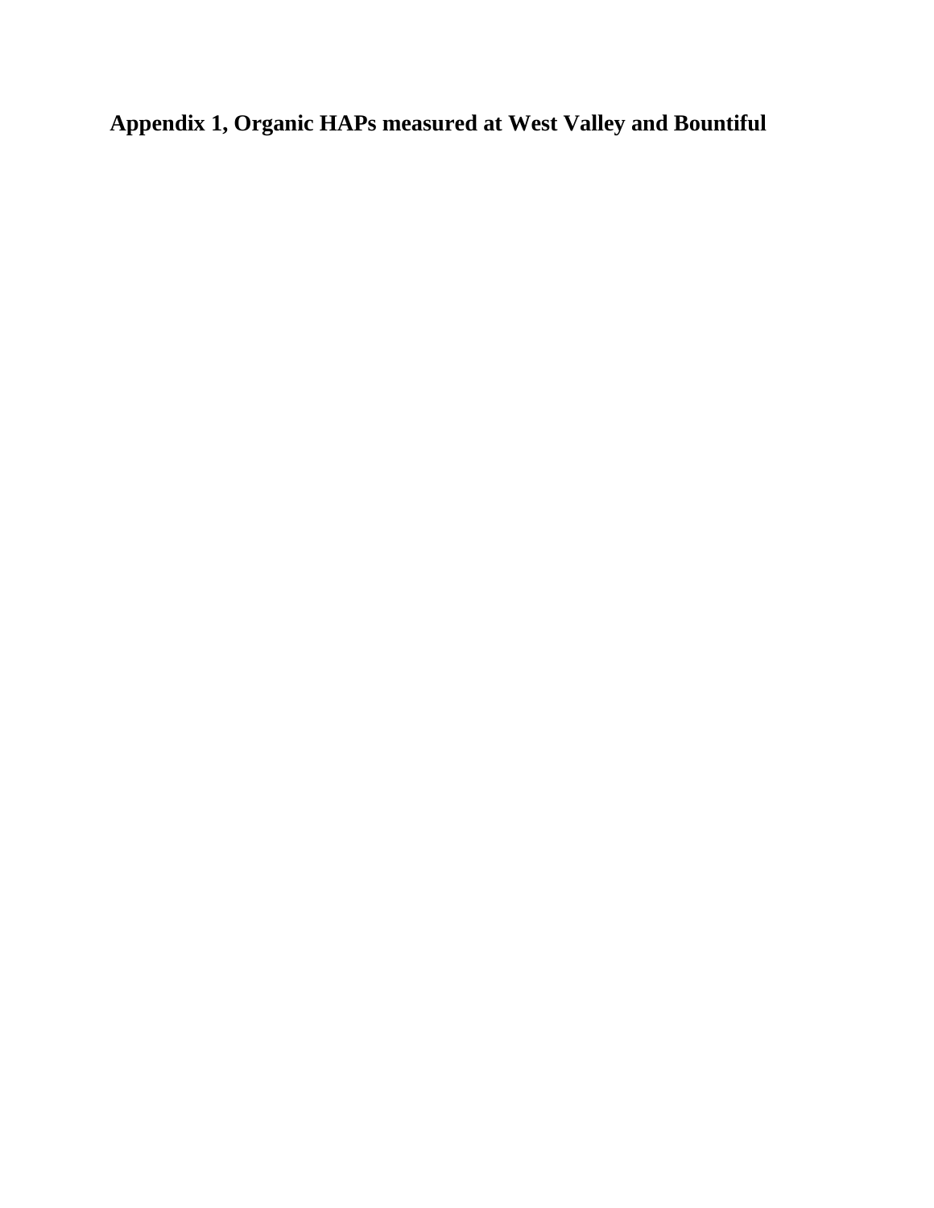# Appendix 1, Organic HAPs measured at West Valley and Bountiful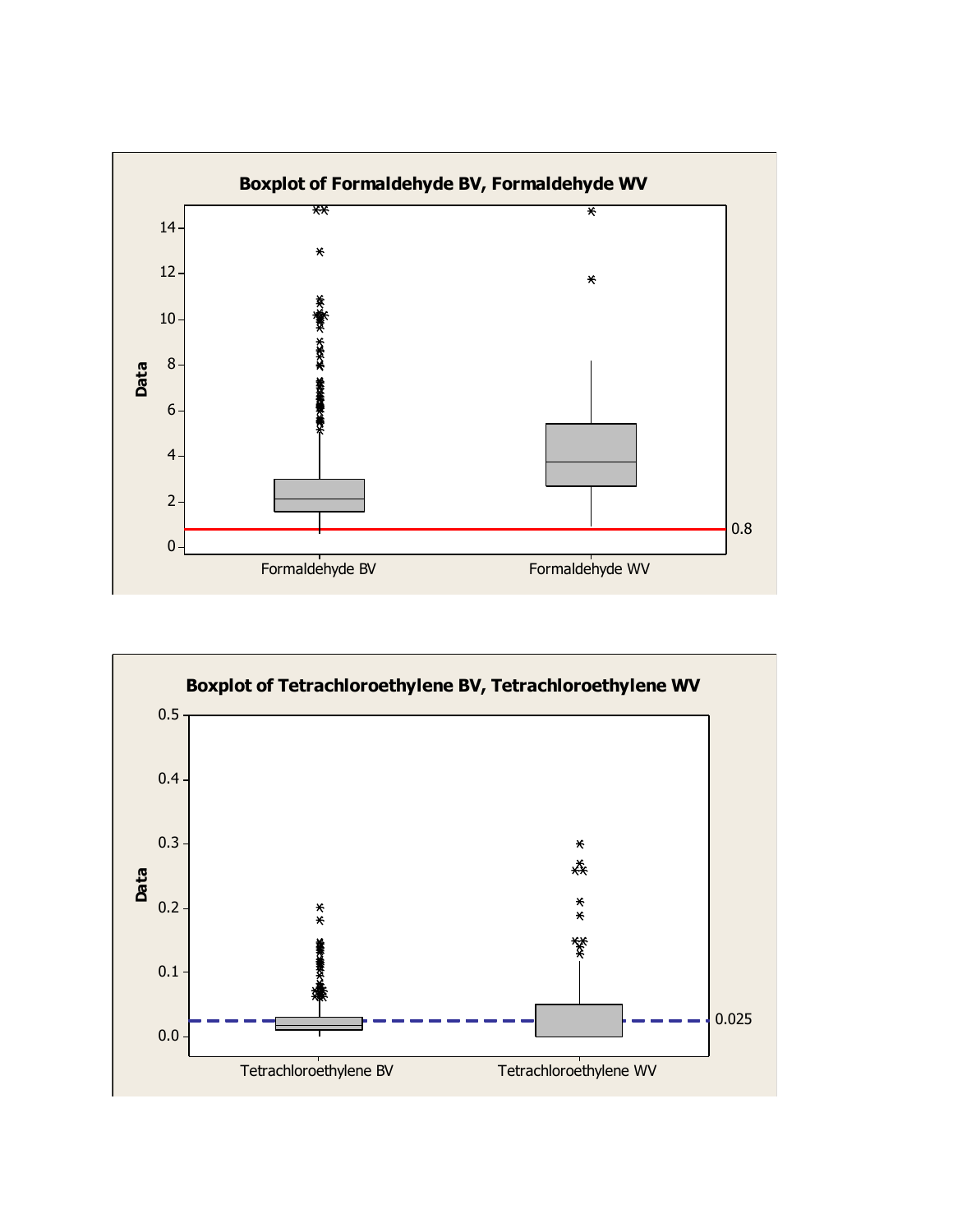**Boxplot of Formaldehyde BV, Formaldehyde WV**

**Boxplot of Tetrachloroethylene BV, Tetrachloroethylene WV**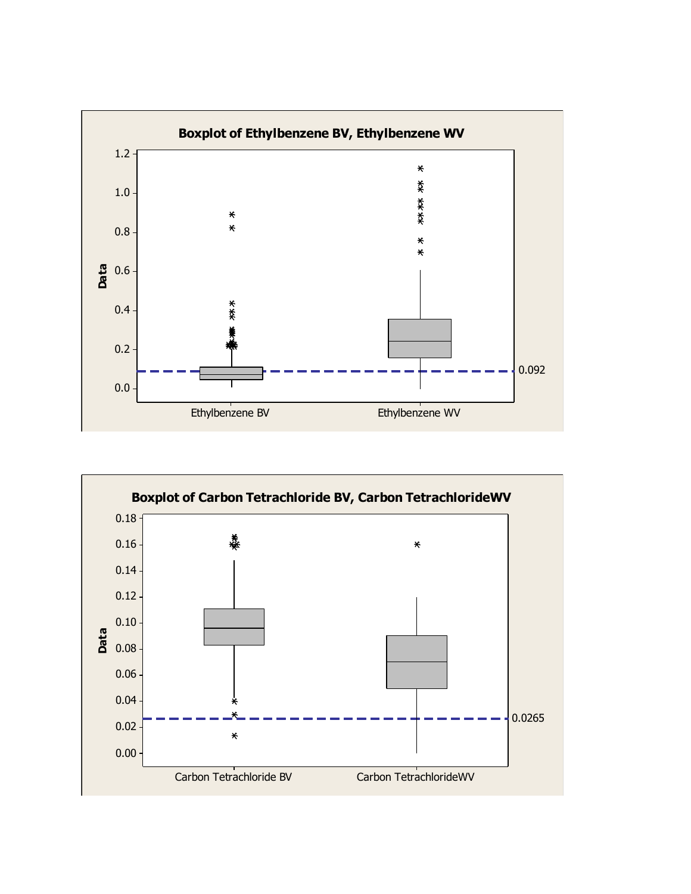**Boxplot of Ethylbenzene BV, Ethylbenzene WV**

Data

1.2
1.0
0.8
0.6
0.4
0.2
0.0

0.092

Ethylbenzene BV        Ethylbenzene WV

**Boxplot of Carbon Tetrachloride BV, Carbon TetrachlorideWV**

Data

0.18
0.16
0.14
0.12
0.10
0.08
0.06
0.04
0.02
0.00

0.0265

Carbon Tetrachloride BV        Carbon TetrachlorideWV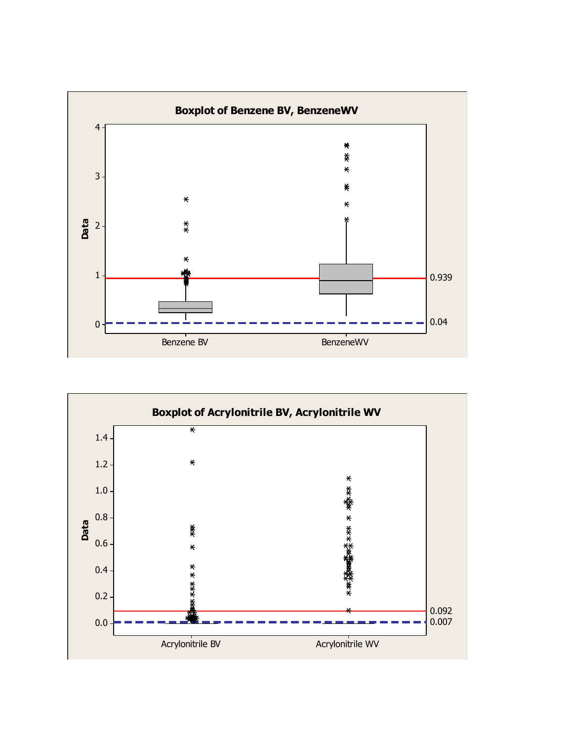**Boxplot of Benzene BV, BenzeneWV**

Data

Benzene BV | BenzeneWV

0.939

0.04

**Boxplot of Acrylonitrile BV, Acrylonitrile WV**

Data

Acrylonitrile BV | Acrylonitrile WV

0.092

0.007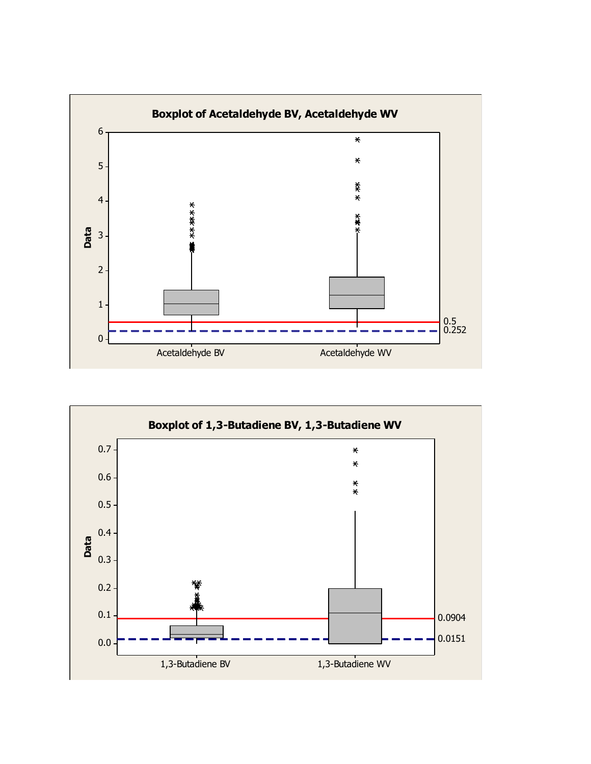**Boxplot of Acetaldehyde BV, Acetaldehyde WV**

Data

Acetaldehyde BV | Acetaldehyde WV

0.5

0.252

**Boxplot of 1,3-Butadiene BV, 1,3-Butadiene WV**

Data

1,3-Butadiene BV | 1,3-Butadiene WV

0.0904

0.0151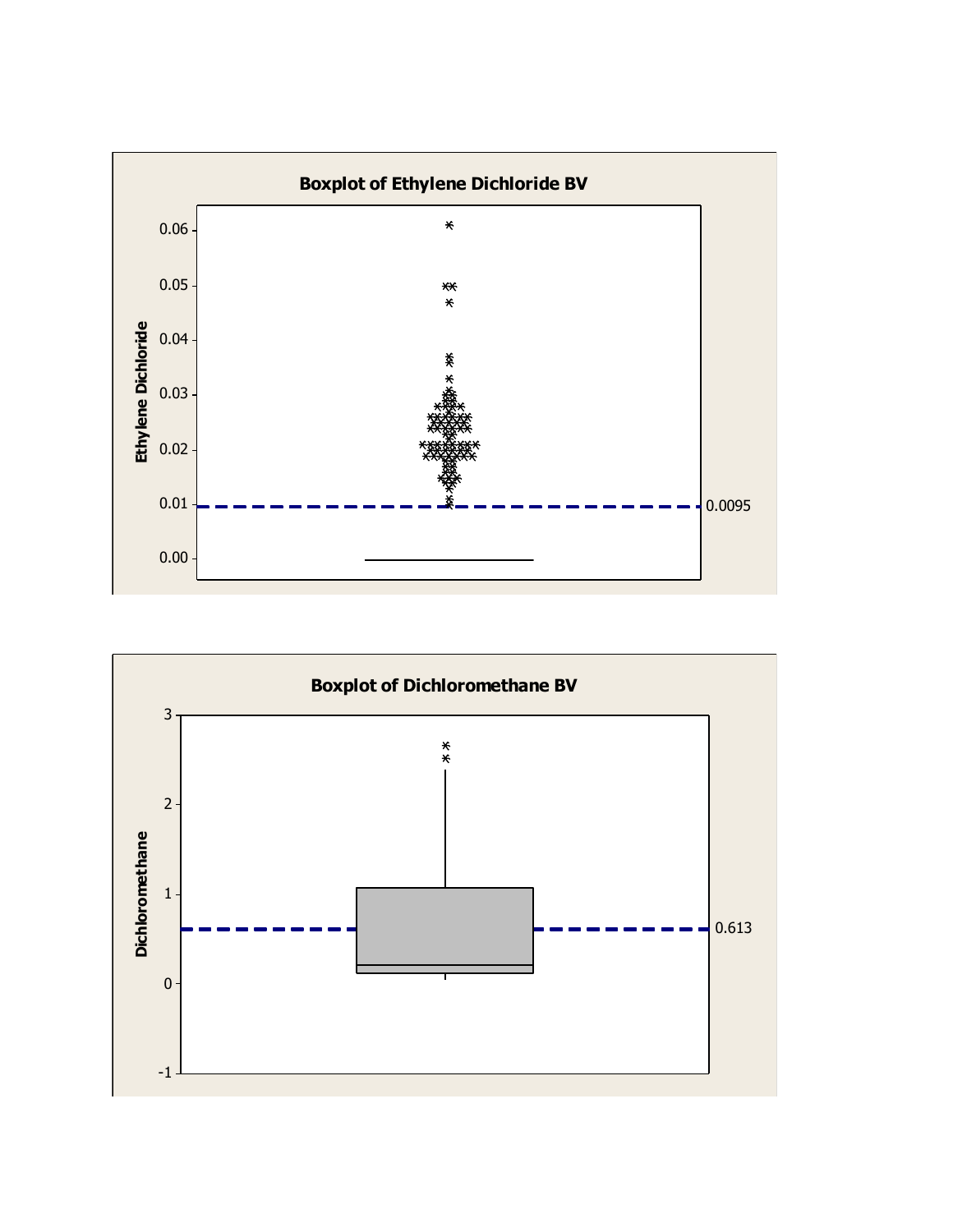**Boxplot of Ethylene Dichloride BV**

Ethylene Dichloride

0.06

0.05

0.04

0.03

0.02

0.01

0.00

0.0095

**Boxplot of Dichloromethane BV**

Dichloromethane

3

2

1

0

-1

0.613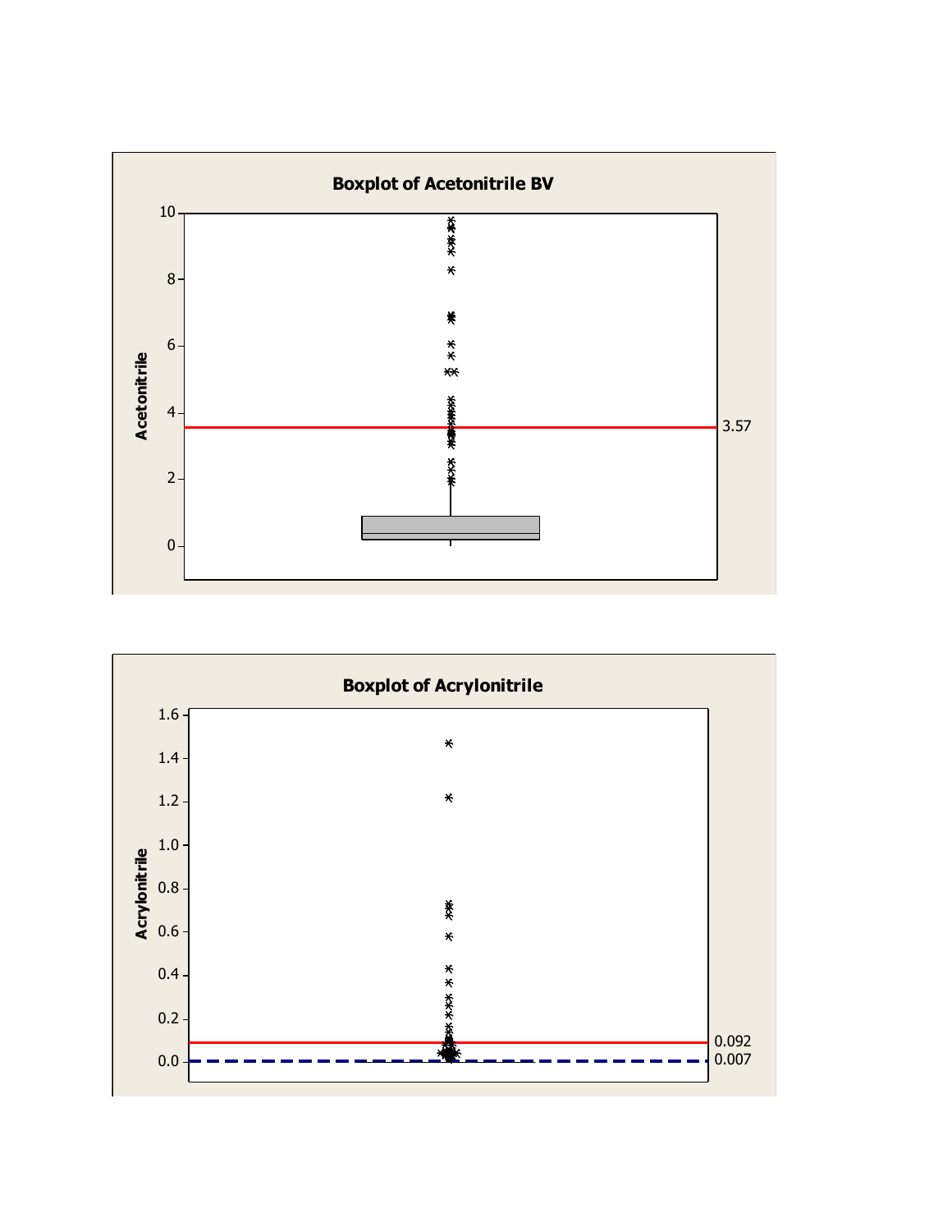**Boxplot of Acetonitrile BV**

Acetonitrile

0, 2, 4, 6, 8, 10

3.57

**Boxplot of Acrylonitrile**

Acrylonitrile

0.0, 0.2, 0.4, 0.6, 0.8, 1.0, 1.2, 1.4, 1.6

0.092

0.007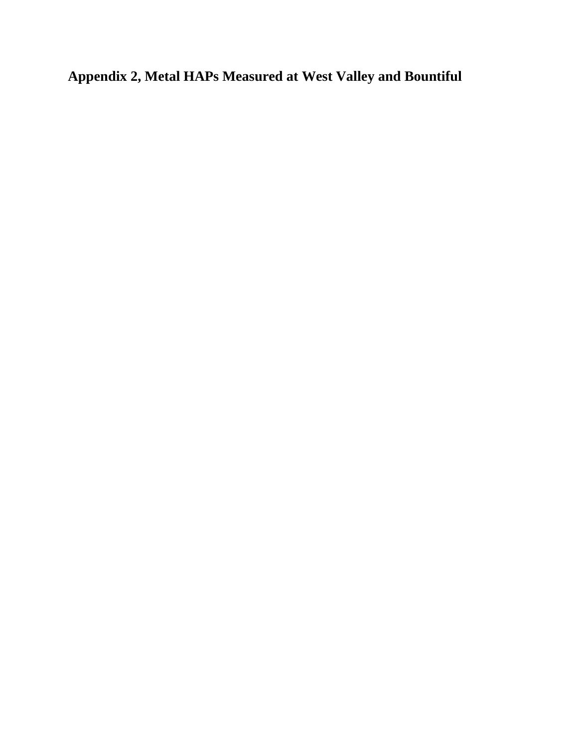# Appendix 2, Metal HAPs Measured at West Valley and Bountiful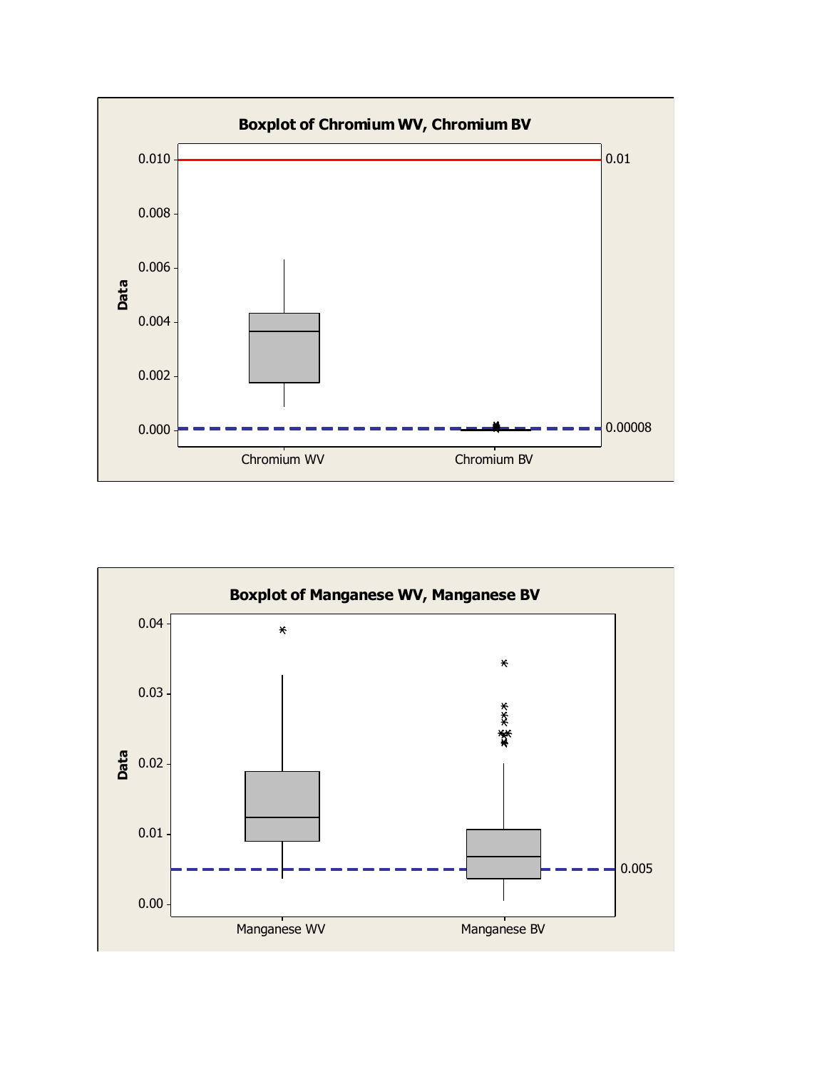**Boxplot of Chromium WV, Chromium BV**

**Boxplot of Manganese WV, Manganese BV**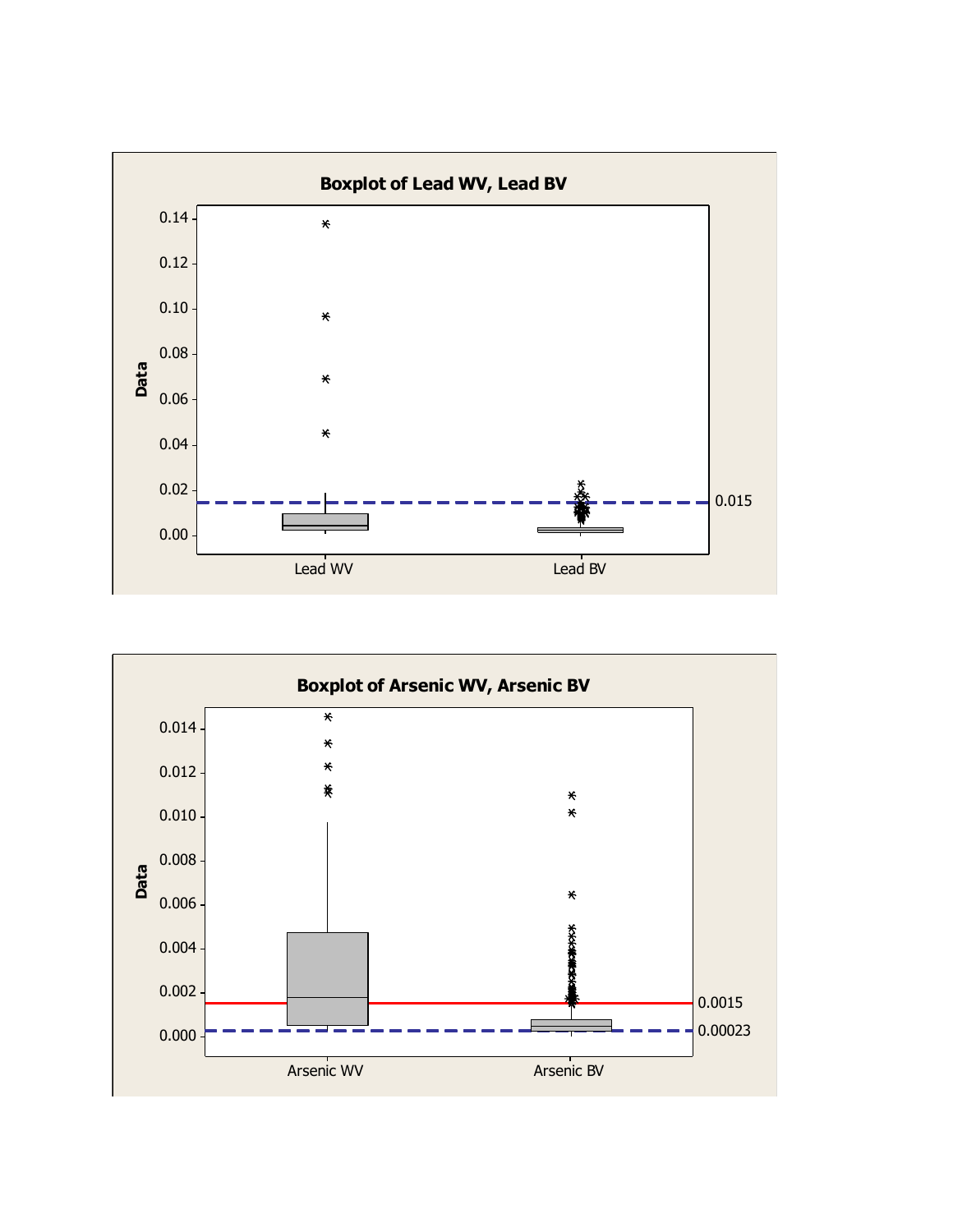**Boxplot of Lead WV, Lead BV**

Data

0.14
0.12
0.10
0.08
0.06
0.04
0.02
0.00

0.015

Lead WV Lead BV

**Boxplot of Arsenic WV, Arsenic BV**

Data

0.014
0.012
0.010
0.008
0.006
0.004
0.002
0.000

0.0015
0.00023

Arsenic WV Arsenic BV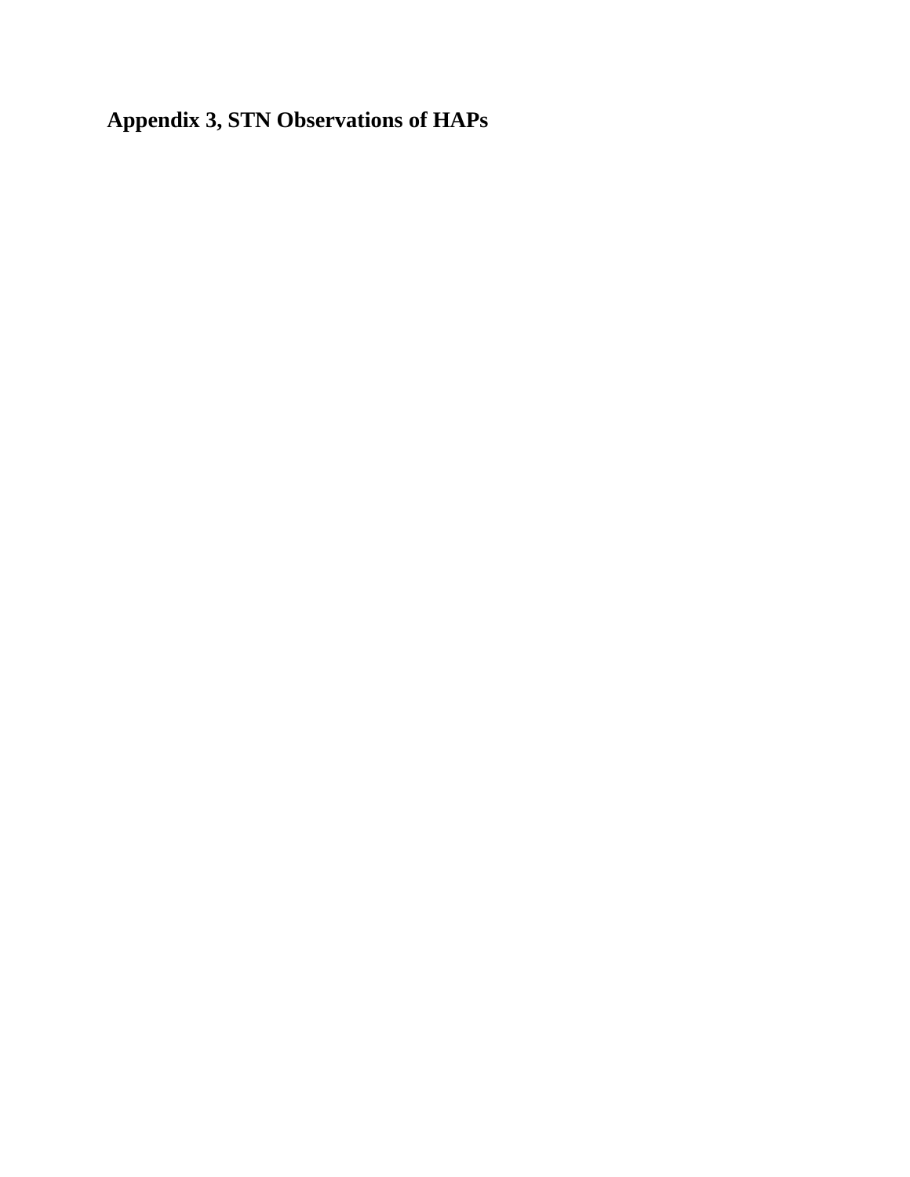# Appendix 3, STN Observations of HAPs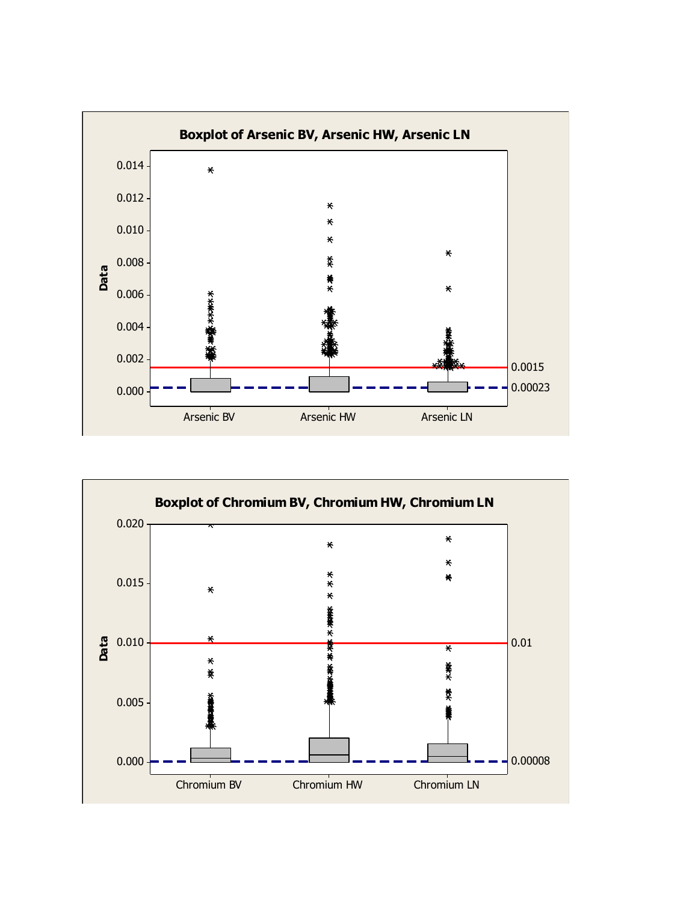**Boxplot of Arsenic BV, Arsenic HW, Arsenic LN**

Data

0.014
0.012
0.010
0.008
0.006
0.004
0.002
0.000

0.0015

0.00023

Arsenic BV | Arsenic HW | Arsenic LN

**Boxplot of Chromium BV, Chromium HW, Chromium LN**

Data

0.020
0.015
0.010
0.005
0.000

0.01

0.00008

Chromium BV | Chromium HW | Chromium LN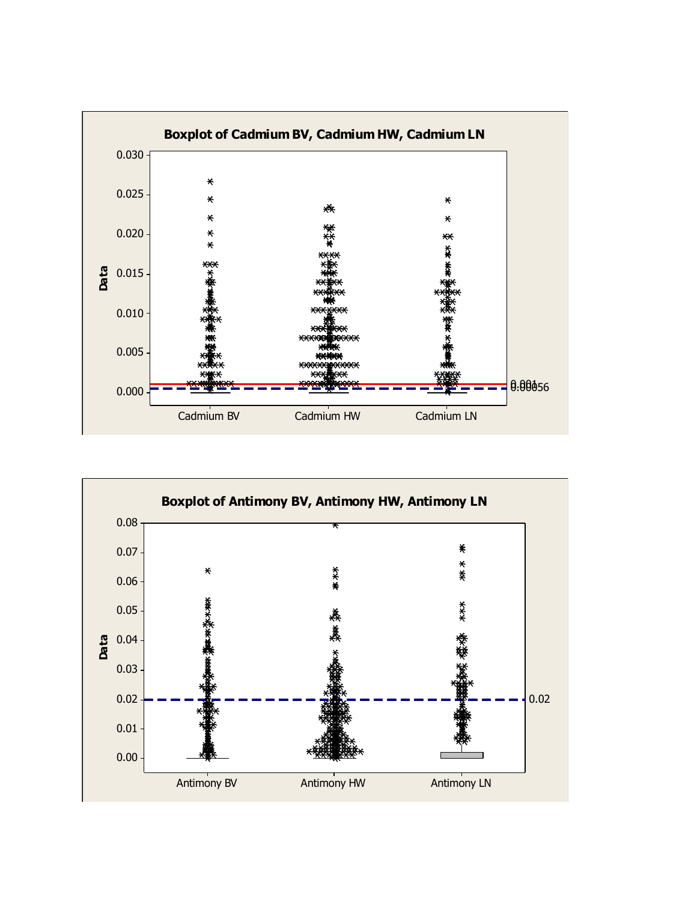Boxplot of Cadmium BV, Cadmium HW, Cadmium LN

Data

0.030
0.025
0.020
0.015
0.010
0.005
0.000

0.001
0.00056

Cadmium BV
Cadmium HW
Cadmium LN

Boxplot of Antimony BV, Antimony HW, Antimony LN

Data

0.08
0.07
0.06
0.05
0.04
0.03
0.02
0.01
0.00

0.02

Antimony BV
Antimony HW
Antimony LN